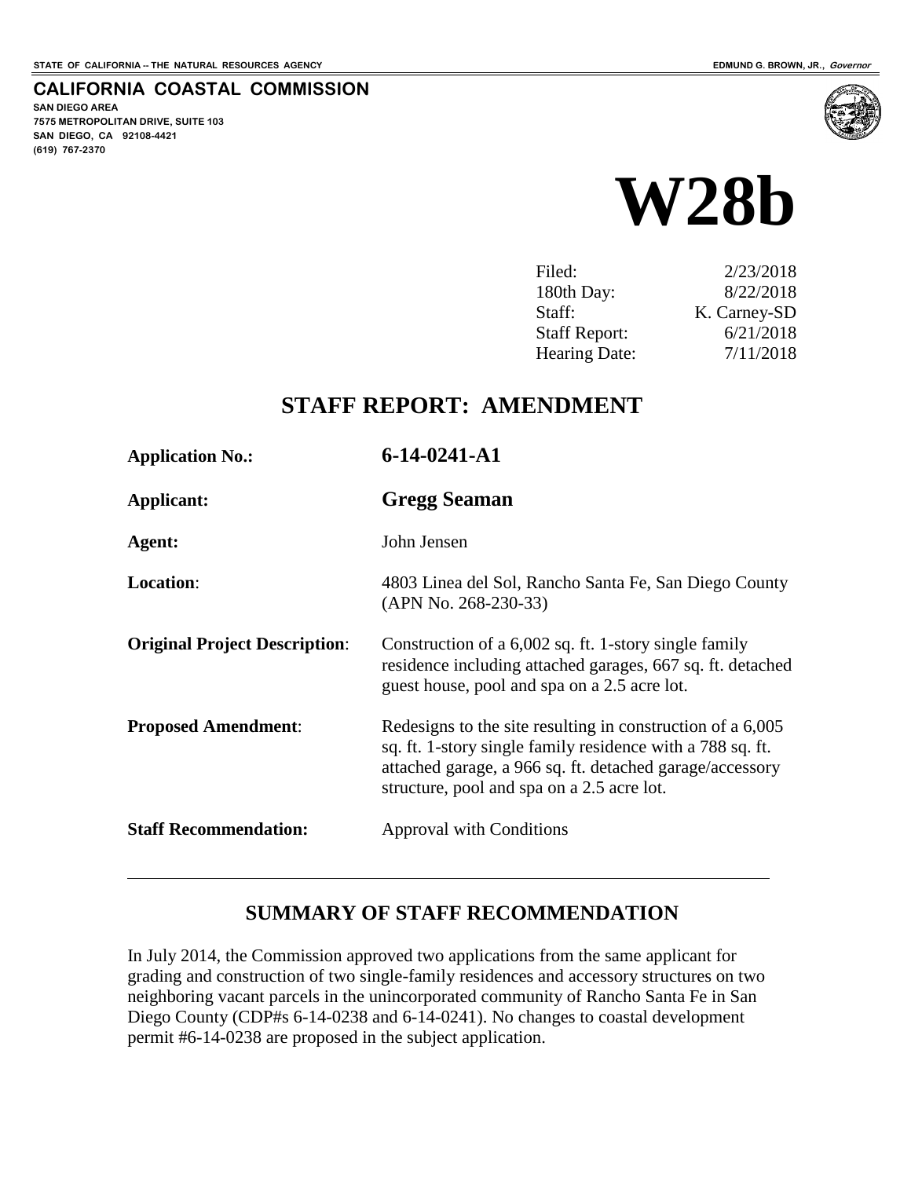STATE OF CALIFORNIA -- THE NATURAL RESOURCES AGENCY

EDMUND G. BROWN, JR., *Governor*

**CALIFORNIA COASTAL COMMISSION**

SAN DIEGO AREA
7575 METROPOLITAN DRIVE, SUITE 103
SAN DIEGO, CA 92108-4421
(619) 767-2370

# W28b

| | |
|---|---|
| Filed: | 2/23/2018 |
| 180th Day: | 8/22/2018 |
| Staff: | K. Carney-SD |
| Staff Report: | 6/21/2018 |
| Hearing Date: | 7/11/2018 |

## STAFF REPORT: AMENDMENT

**Application No.:** **6-14-0241-A1**

**Applicant:** **Gregg Seaman**

**Agent:** John Jensen

**Location:** 4803 Linea del Sol, Rancho Santa Fe, San Diego County (APN No. 268-230-33)

**Original Project Description:** Construction of a 6,002 sq. ft. 1-story single family residence including attached garages, 667 sq. ft. detached guest house, pool and spa on a 2.5 acre lot.

**Proposed Amendment:** Redesigns to the site resulting in construction of a 6,005 sq. ft. 1-story single family residence with a 788 sq. ft. attached garage, a 966 sq. ft. detached garage/accessory structure, pool and spa on a 2.5 acre lot.

**Staff Recommendation:** Approval with Conditions

---

## SUMMARY OF STAFF RECOMMENDATION

In July 2014, the Commission approved two applications from the same applicant for grading and construction of two single-family residences and accessory structures on two neighboring vacant parcels in the unincorporated community of Rancho Santa Fe in San Diego County (CDP#s 6-14-0238 and 6-14-0241). No changes to coastal development permit #6-14-0238 are proposed in the subject application.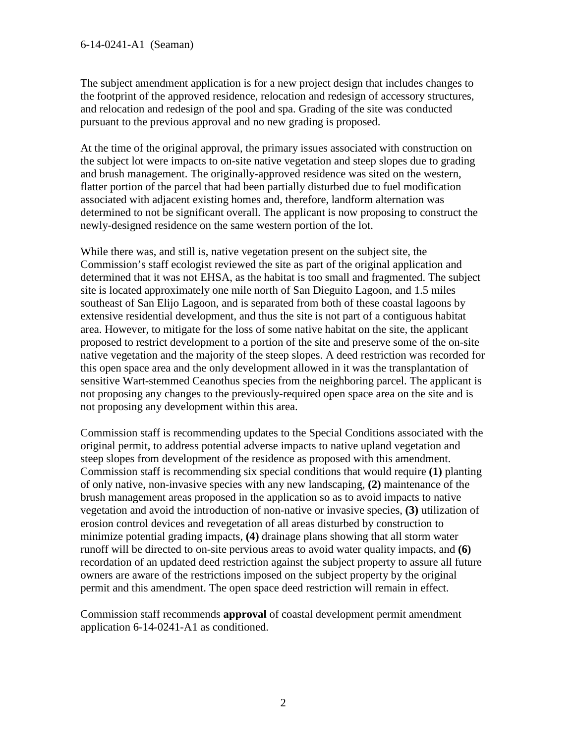The subject amendment application is for a new project design that includes changes to the footprint of the approved residence, relocation and redesign of accessory structures, and relocation and redesign of the pool and spa. Grading of the site was conducted pursuant to the previous approval and no new grading is proposed.

At the time of the original approval, the primary issues associated with construction on the subject lot were impacts to on-site native vegetation and steep slopes due to grading and brush management. The originally-approved residence was sited on the western, flatter portion of the parcel that had been partially disturbed due to fuel modification associated with adjacent existing homes and, therefore, landform alternation was determined to not be significant overall. The applicant is now proposing to construct the newly-designed residence on the same western portion of the lot.

While there was, and still is, native vegetation present on the subject site, the Commission's staff ecologist reviewed the site as part of the original application and determined that it was not EHSA, as the habitat is too small and fragmented. The subject site is located approximately one mile north of San Dieguito Lagoon, and 1.5 miles southeast of San Elijo Lagoon, and is separated from both of these coastal lagoons by extensive residential development, and thus the site is not part of a contiguous habitat area. However, to mitigate for the loss of some native habitat on the site, the applicant proposed to restrict development to a portion of the site and preserve some of the on-site native vegetation and the majority of the steep slopes. A deed restriction was recorded for this open space area and the only development allowed in it was the transplantation of sensitive Wart-stemmed Ceanothus species from the neighboring parcel. The applicant is not proposing any changes to the previously-required open space area on the site and is not proposing any development within this area.

Commission staff is recommending updates to the Special Conditions associated with the original permit, to address potential adverse impacts to native upland vegetation and steep slopes from development of the residence as proposed with this amendment. Commission staff is recommending six special conditions that would require **(1)** planting of only native, non-invasive species with any new landscaping, **(2)** maintenance of the brush management areas proposed in the application so as to avoid impacts to native vegetation and avoid the introduction of non-native or invasive species, **(3)** utilization of erosion control devices and revegetation of all areas disturbed by construction to minimize potential grading impacts, **(4)** drainage plans showing that all storm water runoff will be directed to on-site pervious areas to avoid water quality impacts, and **(6)** recordation of an updated deed restriction against the subject property to assure all future owners are aware of the restrictions imposed on the subject property by the original permit and this amendment. The open space deed restriction will remain in effect.

Commission staff recommends **approval** of coastal development permit amendment application 6-14-0241-A1 as conditioned.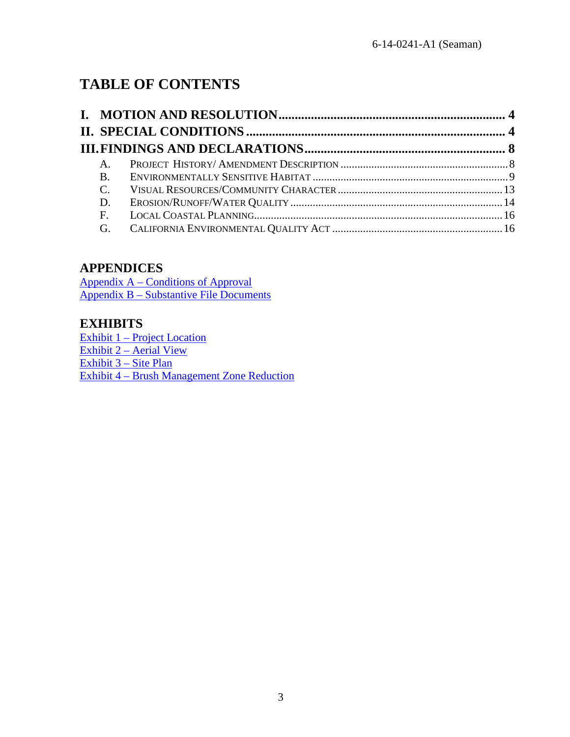# TABLE OF CONTENTS

**I. MOTION AND RESOLUTION ...................................................................... 4**

**II. SPECIAL CONDITIONS ............................................................................... 4**

**III. FINDINGS AND DECLARATIONS .............................................................. 8**

- A. PROJECT HISTORY/ AMENDMENT DESCRIPTION ............................................................ 8
- B. ENVIRONMENTALLY SENSITIVE HABITAT ...................................................................... 9
- C. VISUAL RESOURCES/COMMUNITY CHARACTER ........................................................... 13
- D. EROSION/RUNOFF/WATER QUALITY ............................................................................ 14
- F. LOCAL COASTAL PLANNING......................................................................................... 16
- G. CALIFORNIA ENVIRONMENTAL QUALITY ACT ............................................................. 16

## APPENDICES

Appendix A – Conditions of Approval
Appendix B – Substantive File Documents

## EXHIBITS

Exhibit 1 – Project Location
Exhibit 2 – Aerial View
Exhibit 3 – Site Plan
Exhibit 4 – Brush Management Zone Reduction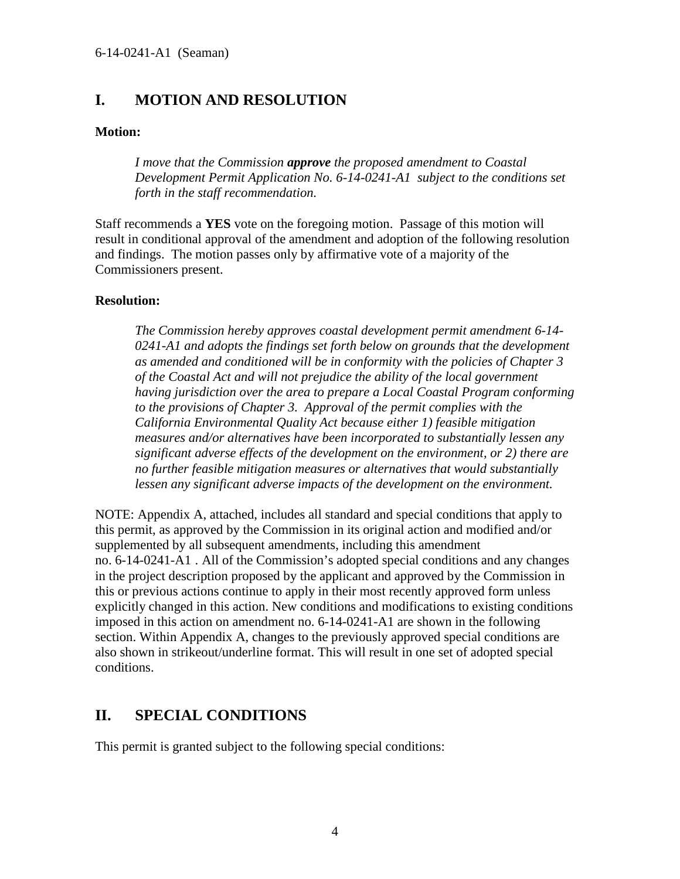## I. MOTION AND RESOLUTION

**Motion:**

> *I move that the Commission **approve** the proposed amendment to Coastal Development Permit Application No. 6-14-0241-A1 subject to the conditions set forth in the staff recommendation.*

Staff recommends a **YES** vote on the foregoing motion. Passage of this motion will result in conditional approval of the amendment and adoption of the following resolution and findings. The motion passes only by affirmative vote of a majority of the Commissioners present.

**Resolution:**

> *The Commission hereby approves coastal development permit amendment 6-14-0241-A1 and adopts the findings set forth below on grounds that the development as amended and conditioned will be in conformity with the policies of Chapter 3 of the Coastal Act and will not prejudice the ability of the local government having jurisdiction over the area to prepare a Local Coastal Program conforming to the provisions of Chapter 3. Approval of the permit complies with the California Environmental Quality Act because either 1) feasible mitigation measures and/or alternatives have been incorporated to substantially lessen any significant adverse effects of the development on the environment, or 2) there are no further feasible mitigation measures or alternatives that would substantially lessen any significant adverse impacts of the development on the environment.*

NOTE: Appendix A, attached, includes all standard and special conditions that apply to this permit, as approved by the Commission in its original action and modified and/or supplemented by all subsequent amendments, including this amendment no. 6-14-0241-A1 . All of the Commission's adopted special conditions and any changes in the project description proposed by the applicant and approved by the Commission in this or previous actions continue to apply in their most recently approved form unless explicitly changed in this action. New conditions and modifications to existing conditions imposed in this action on amendment no. 6-14-0241-A1 are shown in the following section. Within Appendix A, changes to the previously approved special conditions are also shown in strikeout/underline format. This will result in one set of adopted special conditions.

## II. SPECIAL CONDITIONS

This permit is granted subject to the following special conditions: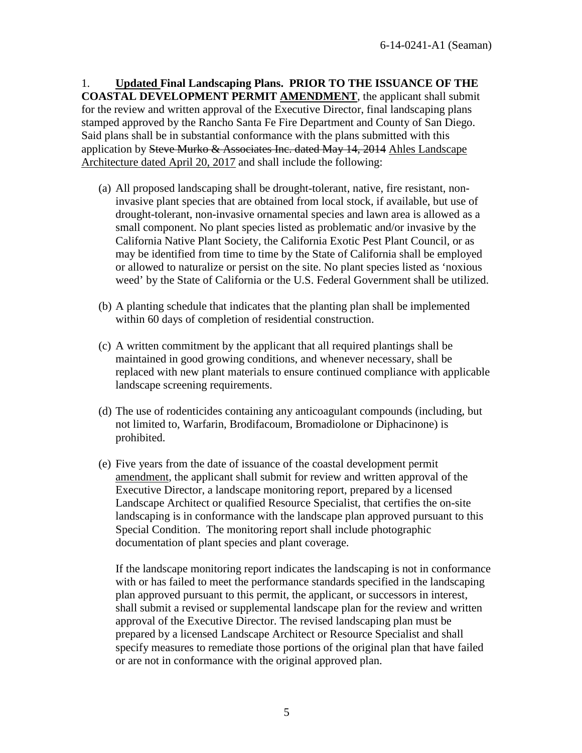1. **<u>Updated</u> Final Landscaping Plans. PRIOR TO THE ISSUANCE OF THE COASTAL DEVELOPMENT PERMIT <u>AMENDMENT</u>**, the applicant shall submit for the review and written approval of the Executive Director, final landscaping plans stamped approved by the Rancho Santa Fe Fire Department and County of San Diego. Said plans shall be in substantial conformance with the plans submitted with this application by ~~Steve Murko & Associates Inc. dated May 14, 2014~~ <u>Ahles Landscape Architecture dated April 20, 2017</u> and shall include the following:

   (a) All proposed landscaping shall be drought-tolerant, native, fire resistant, non-invasive plant species that are obtained from local stock, if available, but use of drought-tolerant, non-invasive ornamental species and lawn area is allowed as a small component. No plant species listed as problematic and/or invasive by the California Native Plant Society, the California Exotic Pest Plant Council, or as may be identified from time to time by the State of California shall be employed or allowed to naturalize or persist on the site. No plant species listed as 'noxious weed' by the State of California or the U.S. Federal Government shall be utilized.

   (b) A planting schedule that indicates that the planting plan shall be implemented within 60 days of completion of residential construction.

   (c) A written commitment by the applicant that all required plantings shall be maintained in good growing conditions, and whenever necessary, shall be replaced with new plant materials to ensure continued compliance with applicable landscape screening requirements.

   (d) The use of rodenticides containing any anticoagulant compounds (including, but not limited to, Warfarin, Brodifacoum, Bromadiolone or Diphacinone) is prohibited.

   (e) Five years from the date of issuance of the coastal development permit <u>amendment</u>, the applicant shall submit for review and written approval of the Executive Director, a landscape monitoring report, prepared by a licensed Landscape Architect or qualified Resource Specialist, that certifies the on-site landscaping is in conformance with the landscape plan approved pursuant to this Special Condition. The monitoring report shall include photographic documentation of plant species and plant coverage.

   If the landscape monitoring report indicates the landscaping is not in conformance with or has failed to meet the performance standards specified in the landscaping plan approved pursuant to this permit, the applicant, or successors in interest, shall submit a revised or supplemental landscape plan for the review and written approval of the Executive Director. The revised landscaping plan must be prepared by a licensed Landscape Architect or Resource Specialist and shall specify measures to remediate those portions of the original plan that have failed or are not in conformance with the original approved plan.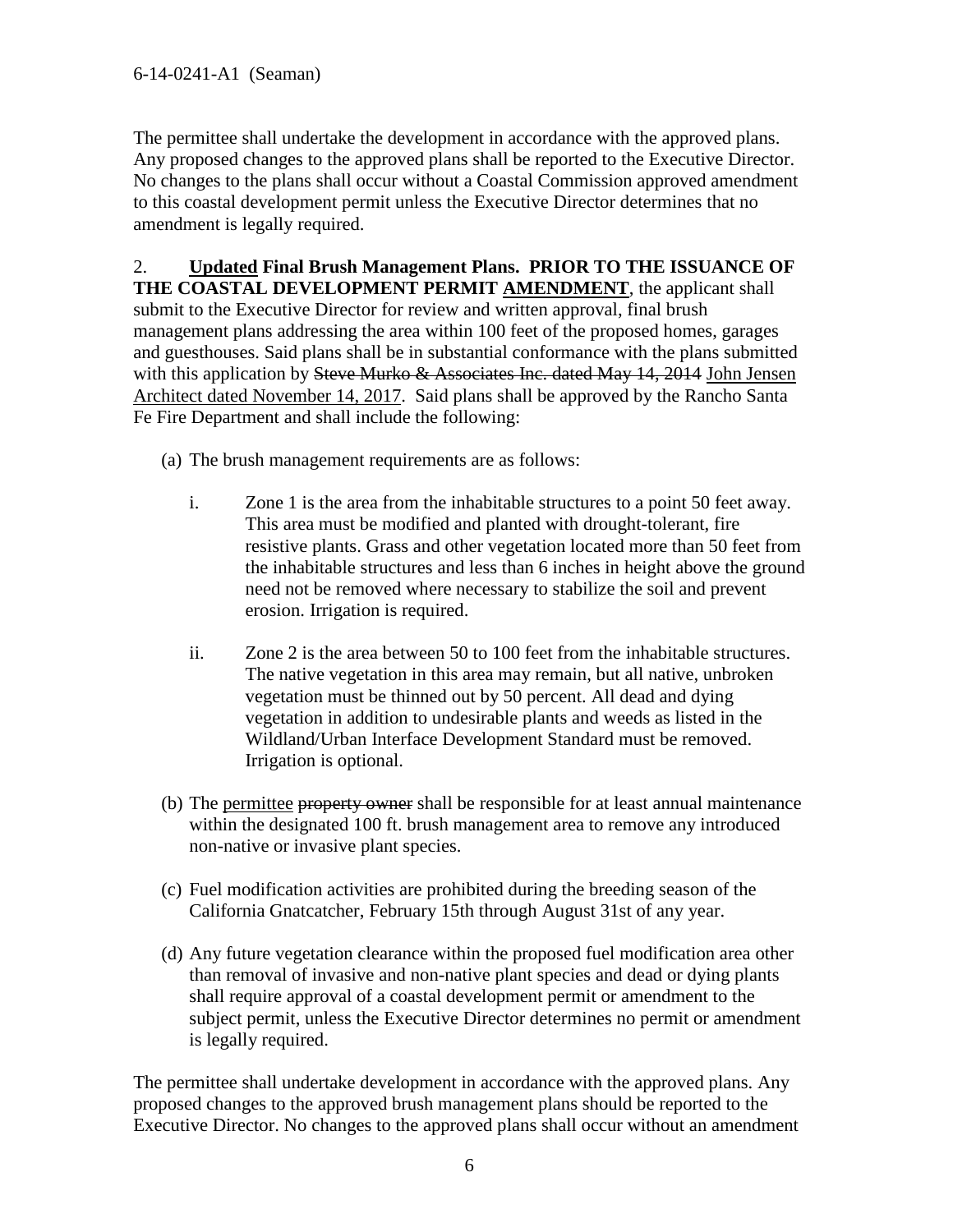The permittee shall undertake the development in accordance with the approved plans. Any proposed changes to the approved plans shall be reported to the Executive Director. No changes to the plans shall occur without a Coastal Commission approved amendment to this coastal development permit unless the Executive Director determines that no amendment is legally required.

2. <u>**Updated**</u> **Final Brush Management Plans. PRIOR TO THE ISSUANCE OF THE COASTAL DEVELOPMENT PERMIT** <u>**AMENDMENT**</u>, the applicant shall submit to the Executive Director for review and written approval, final brush management plans addressing the area within 100 feet of the proposed homes, garages and guesthouses. Said plans shall be in substantial conformance with the plans submitted with this application by ~~Steve Murko & Associates Inc. dated May 14, 2014~~ <u>John Jensen Architect dated November 14, 2017</u>. Said plans shall be approved by the Rancho Santa Fe Fire Department and shall include the following:

(a) The brush management requirements are as follows:

i. Zone 1 is the area from the inhabitable structures to a point 50 feet away. This area must be modified and planted with drought-tolerant, fire resistive plants. Grass and other vegetation located more than 50 feet from the inhabitable structures and less than 6 inches in height above the ground need not be removed where necessary to stabilize the soil and prevent erosion. Irrigation is required.

ii. Zone 2 is the area between 50 to 100 feet from the inhabitable structures. The native vegetation in this area may remain, but all native, unbroken vegetation must be thinned out by 50 percent. All dead and dying vegetation in addition to undesirable plants and weeds as listed in the Wildland/Urban Interface Development Standard must be removed. Irrigation is optional.

(b) The <u>permittee</u> ~~property owner~~ shall be responsible for at least annual maintenance within the designated 100 ft. brush management area to remove any introduced non-native or invasive plant species.

(c) Fuel modification activities are prohibited during the breeding season of the California Gnatcatcher, February 15th through August 31st of any year.

(d) Any future vegetation clearance within the proposed fuel modification area other than removal of invasive and non-native plant species and dead or dying plants shall require approval of a coastal development permit or amendment to the subject permit, unless the Executive Director determines no permit or amendment is legally required.

The permittee shall undertake development in accordance with the approved plans. Any proposed changes to the approved brush management plans should be reported to the Executive Director. No changes to the approved plans shall occur without an amendment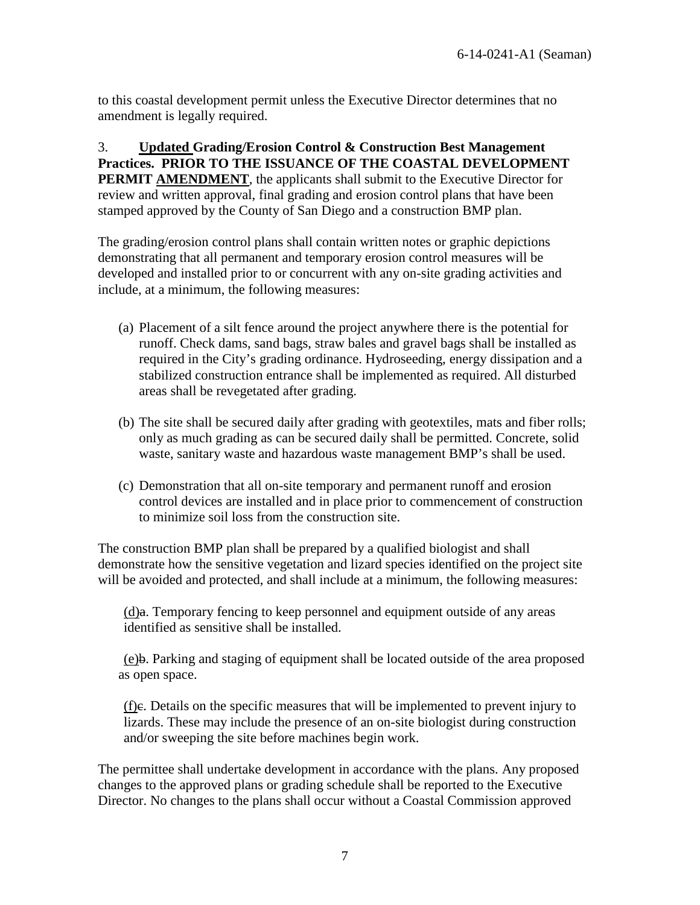to this coastal development permit unless the Executive Director determines that no amendment is legally required.

3. **<u>Updated</u> Grading/Erosion Control & Construction Best Management Practices. PRIOR TO THE ISSUANCE OF THE COASTAL DEVELOPMENT PERMIT <u>AMENDMENT</u>**, the applicants shall submit to the Executive Director for review and written approval, final grading and erosion control plans that have been stamped approved by the County of San Diego and a construction BMP plan.

The grading/erosion control plans shall contain written notes or graphic depictions demonstrating that all permanent and temporary erosion control measures will be developed and installed prior to or concurrent with any on-site grading activities and include, at a minimum, the following measures:

(a) Placement of a silt fence around the project anywhere there is the potential for runoff. Check dams, sand bags, straw bales and gravel bags shall be installed as required in the City's grading ordinance. Hydroseeding, energy dissipation and a stabilized construction entrance shall be implemented as required. All disturbed areas shall be revegetated after grading.

(b) The site shall be secured daily after grading with geotextiles, mats and fiber rolls; only as much grading as can be secured daily shall be permitted. Concrete, solid waste, sanitary waste and hazardous waste management BMP's shall be used.

(c) Demonstration that all on-site temporary and permanent runoff and erosion control devices are installed and in place prior to commencement of construction to minimize soil loss from the construction site.

The construction BMP plan shall be prepared by a qualified biologist and shall demonstrate how the sensitive vegetation and lizard species identified on the project site will be avoided and protected, and shall include at a minimum, the following measures:

<u>(d)</u>~~a~~. Temporary fencing to keep personnel and equipment outside of any areas identified as sensitive shall be installed.

<u>(e)</u>~~b~~. Parking and staging of equipment shall be located outside of the area proposed as open space.

<u>(f)</u>~~c~~. Details on the specific measures that will be implemented to prevent injury to lizards. These may include the presence of an on-site biologist during construction and/or sweeping the site before machines begin work.

The permittee shall undertake development in accordance with the plans. Any proposed changes to the approved plans or grading schedule shall be reported to the Executive Director. No changes to the plans shall occur without a Coastal Commission approved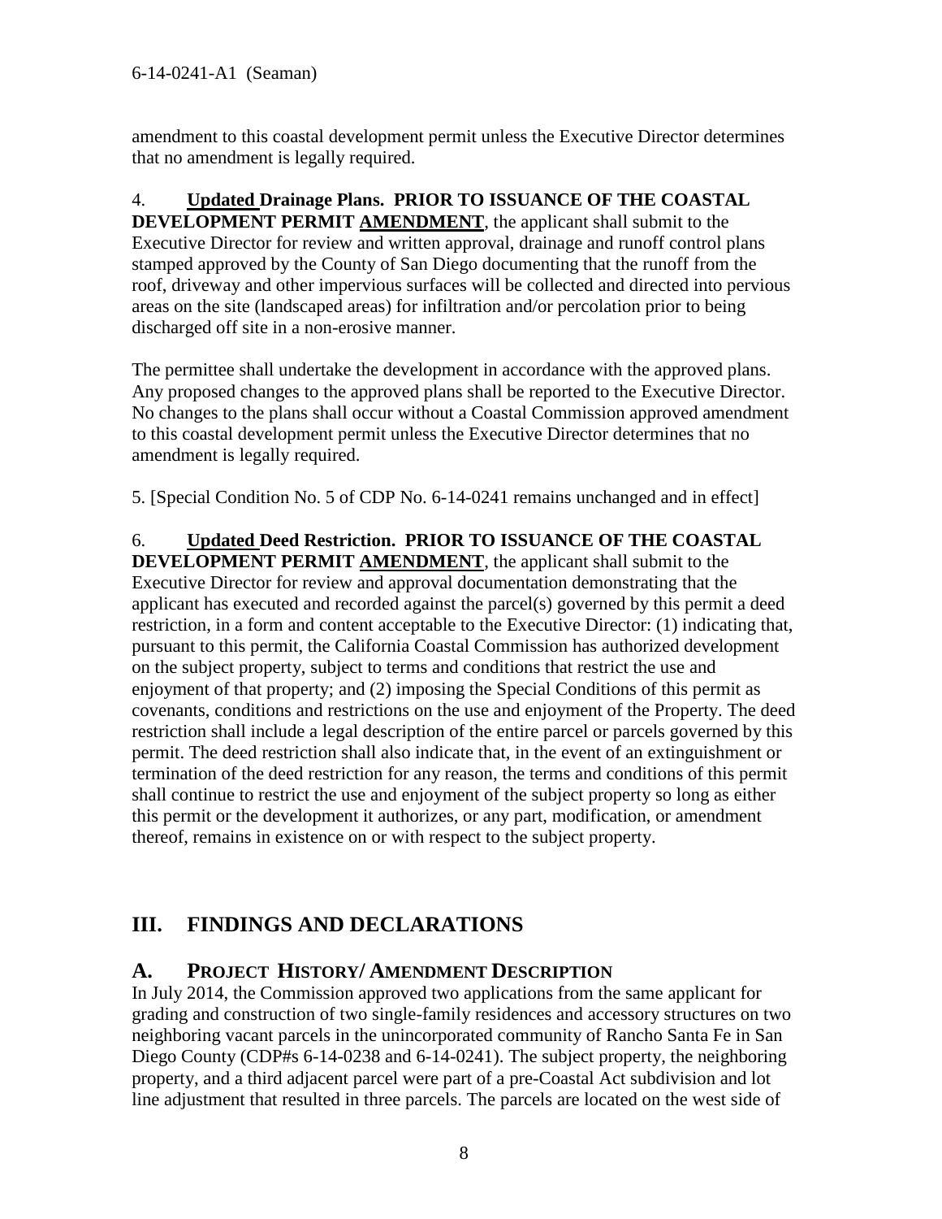amendment to this coastal development permit unless the Executive Director determines that no amendment is legally required.

4. **Updated Drainage Plans. PRIOR TO ISSUANCE OF THE COASTAL DEVELOPMENT PERMIT AMENDMENT**, the applicant shall submit to the Executive Director for review and written approval, drainage and runoff control plans stamped approved by the County of San Diego documenting that the runoff from the roof, driveway and other impervious surfaces will be collected and directed into pervious areas on the site (landscaped areas) for infiltration and/or percolation prior to being discharged off site in a non-erosive manner.

The permittee shall undertake the development in accordance with the approved plans. Any proposed changes to the approved plans shall be reported to the Executive Director. No changes to the plans shall occur without a Coastal Commission approved amendment to this coastal development permit unless the Executive Director determines that no amendment is legally required.

5. [Special Condition No. 5 of CDP No. 6-14-0241 remains unchanged and in effect]

6. **Updated Deed Restriction. PRIOR TO ISSUANCE OF THE COASTAL DEVELOPMENT PERMIT AMENDMENT**, the applicant shall submit to the Executive Director for review and approval documentation demonstrating that the applicant has executed and recorded against the parcel(s) governed by this permit a deed restriction, in a form and content acceptable to the Executive Director: (1) indicating that, pursuant to this permit, the California Coastal Commission has authorized development on the subject property, subject to terms and conditions that restrict the use and enjoyment of that property; and (2) imposing the Special Conditions of this permit as covenants, conditions and restrictions on the use and enjoyment of the Property. The deed restriction shall include a legal description of the entire parcel or parcels governed by this permit. The deed restriction shall also indicate that, in the event of an extinguishment or termination of the deed restriction for any reason, the terms and conditions of this permit shall continue to restrict the use and enjoyment of the subject property so long as either this permit or the development it authorizes, or any part, modification, or amendment thereof, remains in existence on or with respect to the subject property.

# III. FINDINGS AND DECLARATIONS

## A. PROJECT HISTORY/ AMENDMENT DESCRIPTION

In July 2014, the Commission approved two applications from the same applicant for grading and construction of two single-family residences and accessory structures on two neighboring vacant parcels in the unincorporated community of Rancho Santa Fe in San Diego County (CDP#s 6-14-0238 and 6-14-0241). The subject property, the neighboring property, and a third adjacent parcel were part of a pre-Coastal Act subdivision and lot line adjustment that resulted in three parcels. The parcels are located on the west side of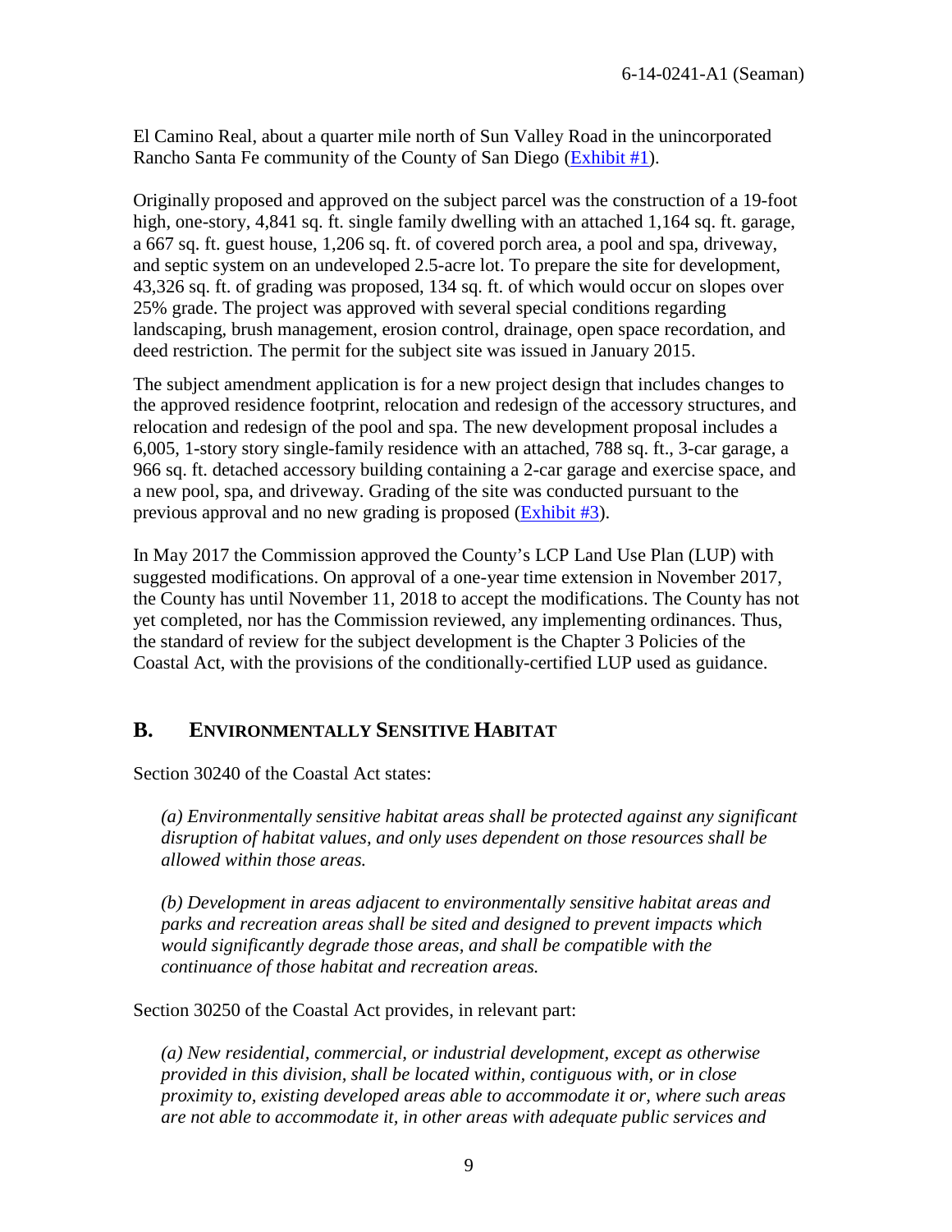El Camino Real, about a quarter mile north of Sun Valley Road in the unincorporated Rancho Santa Fe community of the County of San Diego (Exhibit #1).

Originally proposed and approved on the subject parcel was the construction of a 19-foot high, one-story, 4,841 sq. ft. single family dwelling with an attached 1,164 sq. ft. garage, a 667 sq. ft. guest house, 1,206 sq. ft. of covered porch area, a pool and spa, driveway, and septic system on an undeveloped 2.5-acre lot. To prepare the site for development, 43,326 sq. ft. of grading was proposed, 134 sq. ft. of which would occur on slopes over 25% grade. The project was approved with several special conditions regarding landscaping, brush management, erosion control, drainage, open space recordation, and deed restriction. The permit for the subject site was issued in January 2015.

The subject amendment application is for a new project design that includes changes to the approved residence footprint, relocation and redesign of the accessory structures, and relocation and redesign of the pool and spa. The new development proposal includes a 6,005, 1-story story single-family residence with an attached, 788 sq. ft., 3-car garage, a 966 sq. ft. detached accessory building containing a 2-car garage and exercise space, and a new pool, spa, and driveway. Grading of the site was conducted pursuant to the previous approval and no new grading is proposed (Exhibit #3).

In May 2017 the Commission approved the County's LCP Land Use Plan (LUP) with suggested modifications. On approval of a one-year time extension in November 2017, the County has until November 11, 2018 to accept the modifications. The County has not yet completed, nor has the Commission reviewed, any implementing ordinances. Thus, the standard of review for the subject development is the Chapter 3 Policies of the Coastal Act, with the provisions of the conditionally-certified LUP used as guidance.

## B. ENVIRONMENTALLY SENSITIVE HABITAT

Section 30240 of the Coastal Act states:

> *(a) Environmentally sensitive habitat areas shall be protected against any significant disruption of habitat values, and only uses dependent on those resources shall be allowed within those areas.*
>
> *(b) Development in areas adjacent to environmentally sensitive habitat areas and parks and recreation areas shall be sited and designed to prevent impacts which would significantly degrade those areas, and shall be compatible with the continuance of those habitat and recreation areas.*

Section 30250 of the Coastal Act provides, in relevant part:

> *(a) New residential, commercial, or industrial development, except as otherwise provided in this division, shall be located within, contiguous with, or in close proximity to, existing developed areas able to accommodate it or, where such areas are not able to accommodate it, in other areas with adequate public services and*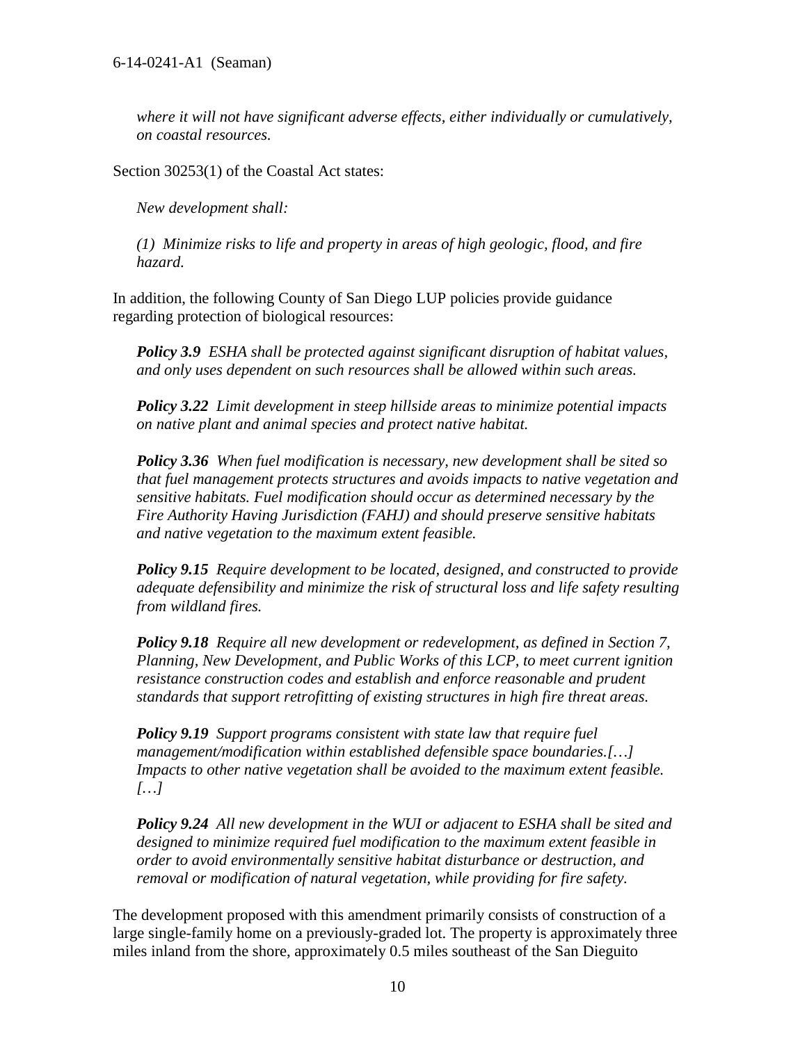*where it will not have significant adverse effects, either individually or cumulatively, on coastal resources.*

Section 30253(1) of the Coastal Act states:

*New development shall:*

*(1) Minimize risks to life and property in areas of high geologic, flood, and fire hazard.*

In addition, the following County of San Diego LUP policies provide guidance regarding protection of biological resources:

***Policy 3.9*** *ESHA shall be protected against significant disruption of habitat values, and only uses dependent on such resources shall be allowed within such areas.*

***Policy 3.22*** *Limit development in steep hillside areas to minimize potential impacts on native plant and animal species and protect native habitat.*

***Policy 3.36*** *When fuel modification is necessary, new development shall be sited so that fuel management protects structures and avoids impacts to native vegetation and sensitive habitats. Fuel modification should occur as determined necessary by the Fire Authority Having Jurisdiction (FAHJ) and should preserve sensitive habitats and native vegetation to the maximum extent feasible.*

***Policy 9.15*** *Require development to be located, designed, and constructed to provide adequate defensibility and minimize the risk of structural loss and life safety resulting from wildland fires.*

***Policy 9.18*** *Require all new development or redevelopment, as defined in Section 7, Planning, New Development, and Public Works of this LCP, to meet current ignition resistance construction codes and establish and enforce reasonable and prudent standards that support retrofitting of existing structures in high fire threat areas.*

***Policy 9.19*** *Support programs consistent with state law that require fuel management/modification within established defensible space boundaries.[…] Impacts to other native vegetation shall be avoided to the maximum extent feasible. […]*

***Policy 9.24*** *All new development in the WUI or adjacent to ESHA shall be sited and designed to minimize required fuel modification to the maximum extent feasible in order to avoid environmentally sensitive habitat disturbance or destruction, and removal or modification of natural vegetation, while providing for fire safety.*

The development proposed with this amendment primarily consists of construction of a large single-family home on a previously-graded lot. The property is approximately three miles inland from the shore, approximately 0.5 miles southeast of the San Dieguito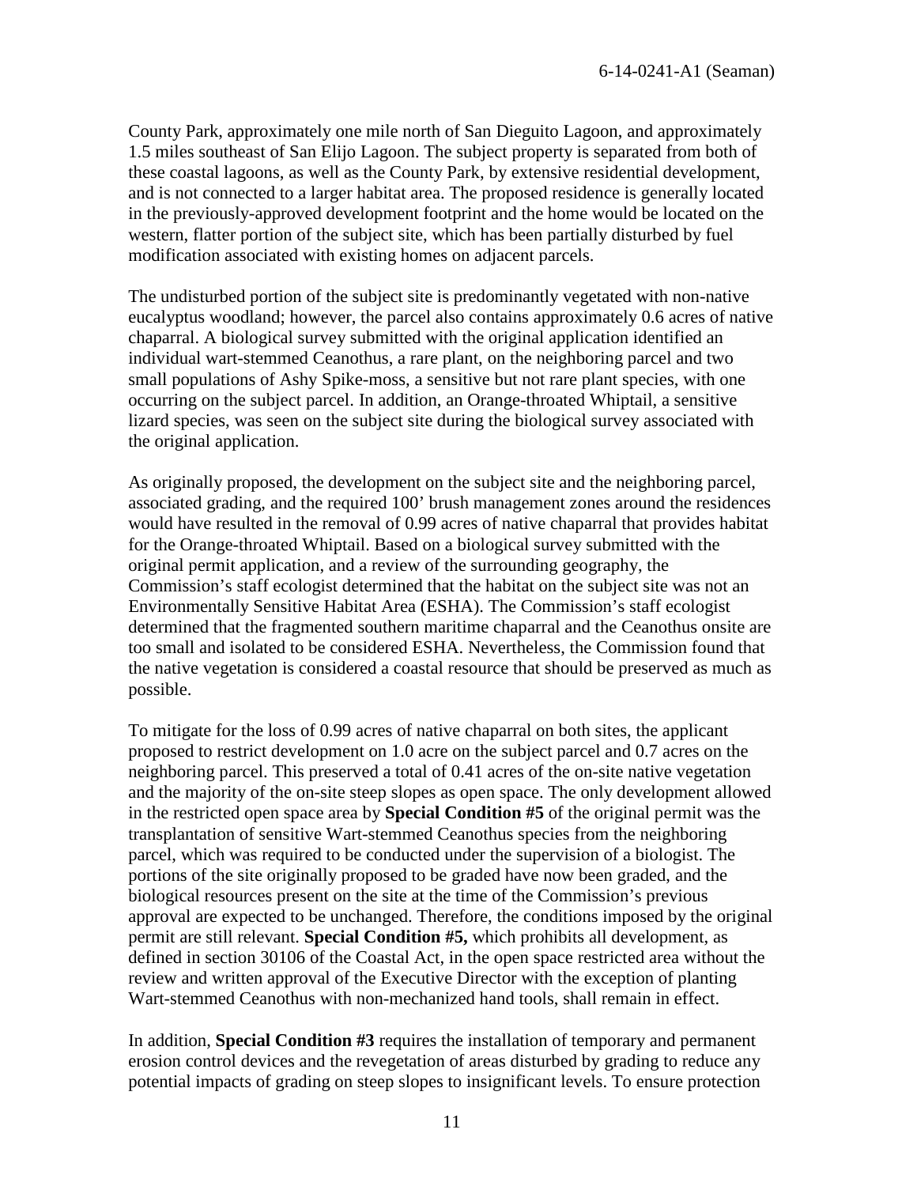County Park, approximately one mile north of San Dieguito Lagoon, and approximately 1.5 miles southeast of San Elijo Lagoon. The subject property is separated from both of these coastal lagoons, as well as the County Park, by extensive residential development, and is not connected to a larger habitat area. The proposed residence is generally located in the previously-approved development footprint and the home would be located on the western, flatter portion of the subject site, which has been partially disturbed by fuel modification associated with existing homes on adjacent parcels.

The undisturbed portion of the subject site is predominantly vegetated with non-native eucalyptus woodland; however, the parcel also contains approximately 0.6 acres of native chaparral. A biological survey submitted with the original application identified an individual wart-stemmed Ceanothus, a rare plant, on the neighboring parcel and two small populations of Ashy Spike-moss, a sensitive but not rare plant species, with one occurring on the subject parcel. In addition, an Orange-throated Whiptail, a sensitive lizard species, was seen on the subject site during the biological survey associated with the original application.

As originally proposed, the development on the subject site and the neighboring parcel, associated grading, and the required 100' brush management zones around the residences would have resulted in the removal of 0.99 acres of native chaparral that provides habitat for the Orange-throated Whiptail. Based on a biological survey submitted with the original permit application, and a review of the surrounding geography, the Commission's staff ecologist determined that the habitat on the subject site was not an Environmentally Sensitive Habitat Area (ESHA). The Commission's staff ecologist determined that the fragmented southern maritime chaparral and the Ceanothus onsite are too small and isolated to be considered ESHA. Nevertheless, the Commission found that the native vegetation is considered a coastal resource that should be preserved as much as possible.

To mitigate for the loss of 0.99 acres of native chaparral on both sites, the applicant proposed to restrict development on 1.0 acre on the subject parcel and 0.7 acres on the neighboring parcel. This preserved a total of 0.41 acres of the on-site native vegetation and the majority of the on-site steep slopes as open space. The only development allowed in the restricted open space area by **Special Condition #5** of the original permit was the transplantation of sensitive Wart-stemmed Ceanothus species from the neighboring parcel, which was required to be conducted under the supervision of a biologist. The portions of the site originally proposed to be graded have now been graded, and the biological resources present on the site at the time of the Commission's previous approval are expected to be unchanged. Therefore, the conditions imposed by the original permit are still relevant. **Special Condition #5,** which prohibits all development, as defined in section 30106 of the Coastal Act, in the open space restricted area without the review and written approval of the Executive Director with the exception of planting Wart-stemmed Ceanothus with non-mechanized hand tools, shall remain in effect.

In addition, **Special Condition #3** requires the installation of temporary and permanent erosion control devices and the revegetation of areas disturbed by grading to reduce any potential impacts of grading on steep slopes to insignificant levels. To ensure protection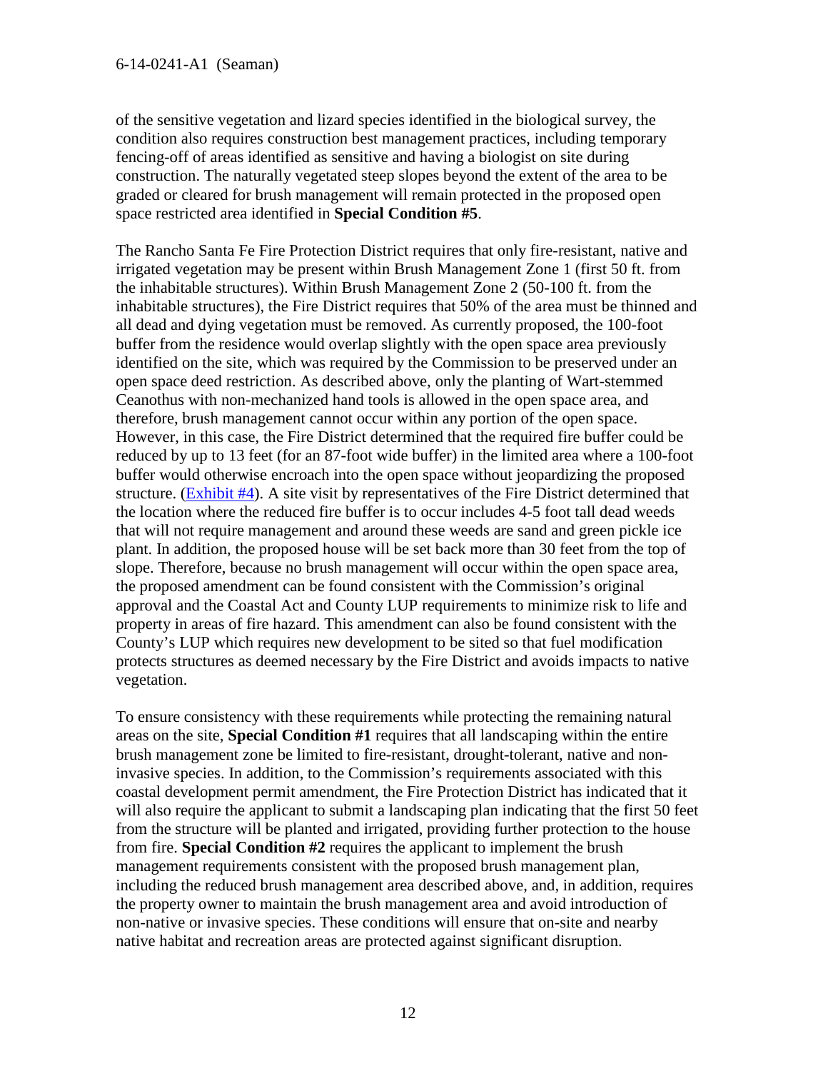of the sensitive vegetation and lizard species identified in the biological survey, the condition also requires construction best management practices, including temporary fencing-off of areas identified as sensitive and having a biologist on site during construction. The naturally vegetated steep slopes beyond the extent of the area to be graded or cleared for brush management will remain protected in the proposed open space restricted area identified in **Special Condition #5**.

The Rancho Santa Fe Fire Protection District requires that only fire-resistant, native and irrigated vegetation may be present within Brush Management Zone 1 (first 50 ft. from the inhabitable structures). Within Brush Management Zone 2 (50-100 ft. from the inhabitable structures), the Fire District requires that 50% of the area must be thinned and all dead and dying vegetation must be removed. As currently proposed, the 100-foot buffer from the residence would overlap slightly with the open space area previously identified on the site, which was required by the Commission to be preserved under an open space deed restriction. As described above, only the planting of Wart-stemmed Ceanothus with non-mechanized hand tools is allowed in the open space area, and therefore, brush management cannot occur within any portion of the open space. However, in this case, the Fire District determined that the required fire buffer could be reduced by up to 13 feet (for an 87-foot wide buffer) in the limited area where a 100-foot buffer would otherwise encroach into the open space without jeopardizing the proposed structure. (Exhibit #4). A site visit by representatives of the Fire District determined that the location where the reduced fire buffer is to occur includes 4-5 foot tall dead weeds that will not require management and around these weeds are sand and green pickle ice plant. In addition, the proposed house will be set back more than 30 feet from the top of slope. Therefore, because no brush management will occur within the open space area, the proposed amendment can be found consistent with the Commission's original approval and the Coastal Act and County LUP requirements to minimize risk to life and property in areas of fire hazard. This amendment can also be found consistent with the County's LUP which requires new development to be sited so that fuel modification protects structures as deemed necessary by the Fire District and avoids impacts to native vegetation.

To ensure consistency with these requirements while protecting the remaining natural areas on the site, **Special Condition #1** requires that all landscaping within the entire brush management zone be limited to fire-resistant, drought-tolerant, native and non-invasive species. In addition, to the Commission's requirements associated with this coastal development permit amendment, the Fire Protection District has indicated that it will also require the applicant to submit a landscaping plan indicating that the first 50 feet from the structure will be planted and irrigated, providing further protection to the house from fire. **Special Condition #2** requires the applicant to implement the brush management requirements consistent with the proposed brush management plan, including the reduced brush management area described above, and, in addition, requires the property owner to maintain the brush management area and avoid introduction of non-native or invasive species. These conditions will ensure that on-site and nearby native habitat and recreation areas are protected against significant disruption.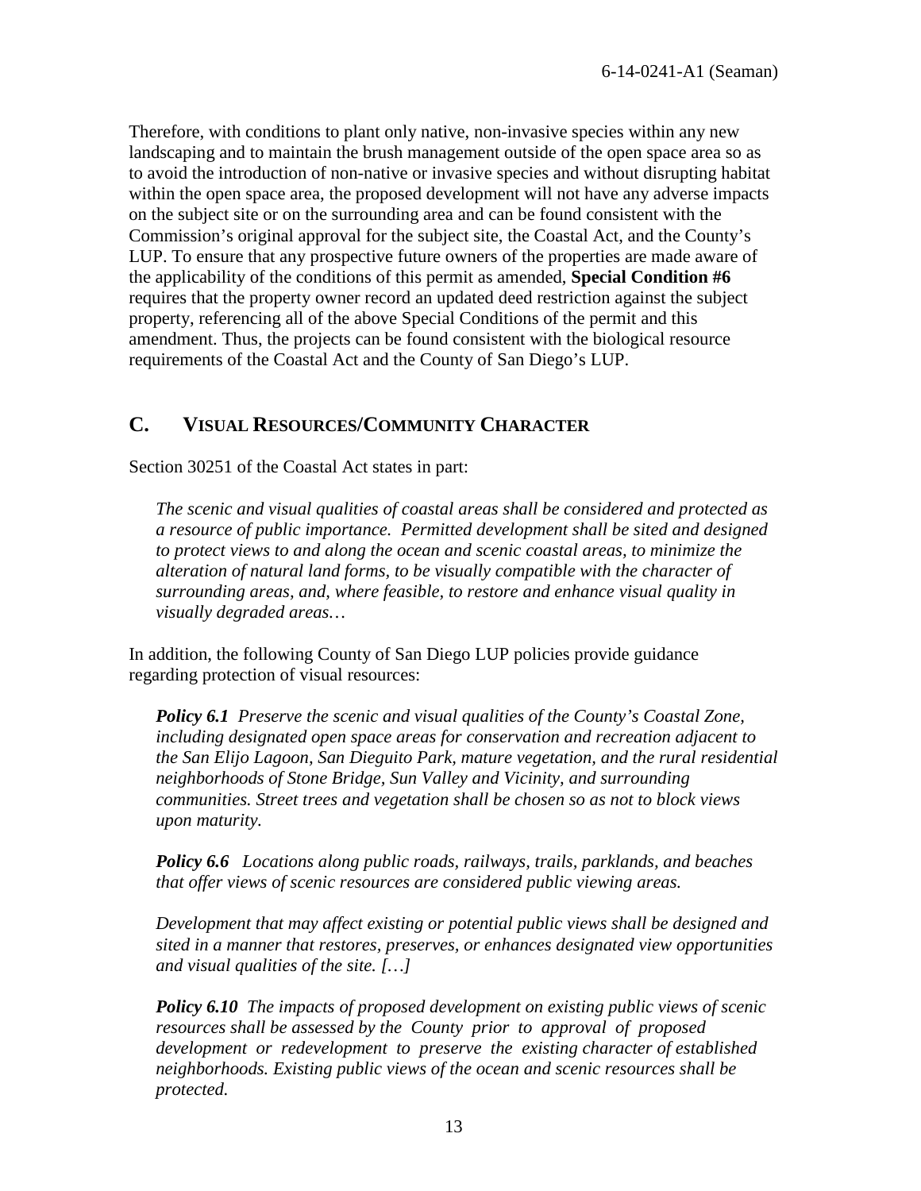Therefore, with conditions to plant only native, non-invasive species within any new landscaping and to maintain the brush management outside of the open space area so as to avoid the introduction of non-native or invasive species and without disrupting habitat within the open space area, the proposed development will not have any adverse impacts on the subject site or on the surrounding area and can be found consistent with the Commission's original approval for the subject site, the Coastal Act, and the County's LUP. To ensure that any prospective future owners of the properties are made aware of the applicability of the conditions of this permit as amended, **Special Condition #6** requires that the property owner record an updated deed restriction against the subject property, referencing all of the above Special Conditions of the permit and this amendment. Thus, the projects can be found consistent with the biological resource requirements of the Coastal Act and the County of San Diego's LUP.

## C. VISUAL RESOURCES/COMMUNITY CHARACTER

Section 30251 of the Coastal Act states in part:

> *The scenic and visual qualities of coastal areas shall be considered and protected as a resource of public importance. Permitted development shall be sited and designed to protect views to and along the ocean and scenic coastal areas, to minimize the alteration of natural land forms, to be visually compatible with the character of surrounding areas, and, where feasible, to restore and enhance visual quality in visually degraded areas…*

In addition, the following County of San Diego LUP policies provide guidance regarding protection of visual resources:

> ***Policy 6.1*** *Preserve the scenic and visual qualities of the County's Coastal Zone, including designated open space areas for conservation and recreation adjacent to the San Elijo Lagoon, San Dieguito Park, mature vegetation, and the rural residential neighborhoods of Stone Bridge, Sun Valley and Vicinity, and surrounding communities. Street trees and vegetation shall be chosen so as not to block views upon maturity.*
>
> ***Policy 6.6*** *Locations along public roads, railways, trails, parklands, and beaches that offer views of scenic resources are considered public viewing areas.*
>
> *Development that may affect existing or potential public views shall be designed and sited in a manner that restores, preserves, or enhances designated view opportunities and visual qualities of the site. […]*
>
> ***Policy 6.10*** *The impacts of proposed development on existing public views of scenic resources shall be assessed by the County prior to approval of proposed development or redevelopment to preserve the existing character of established neighborhoods. Existing public views of the ocean and scenic resources shall be protected.*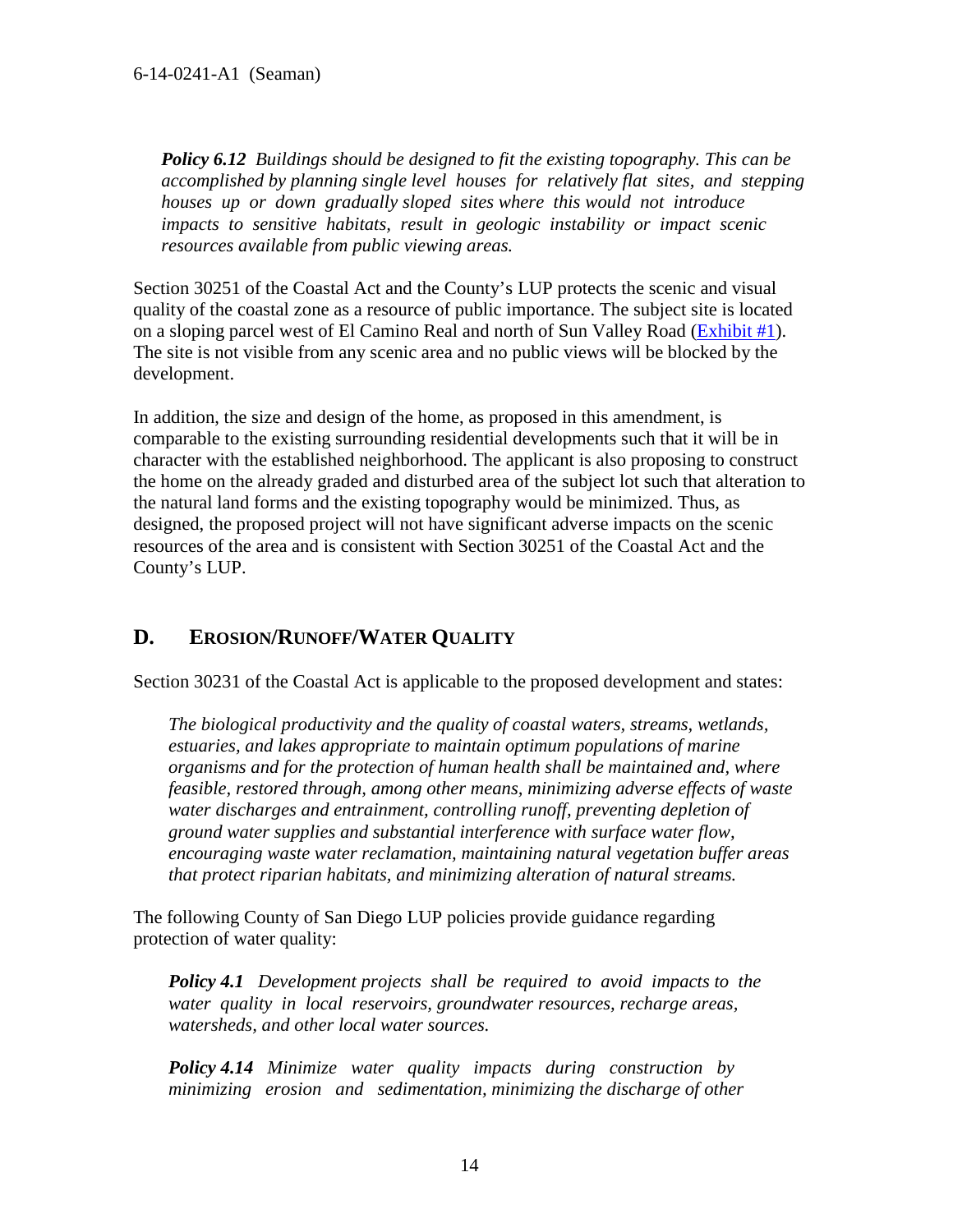*Policy 6.12 Buildings should be designed to fit the existing topography. This can be accomplished by planning single level houses for relatively flat sites, and stepping houses up or down gradually sloped sites where this would not introduce impacts to sensitive habitats, result in geologic instability or impact scenic resources available from public viewing areas.*

Section 30251 of the Coastal Act and the County's LUP protects the scenic and visual quality of the coastal zone as a resource of public importance. The subject site is located on a sloping parcel west of El Camino Real and north of Sun Valley Road (Exhibit #1). The site is not visible from any scenic area and no public views will be blocked by the development.

In addition, the size and design of the home, as proposed in this amendment, is comparable to the existing surrounding residential developments such that it will be in character with the established neighborhood. The applicant is also proposing to construct the home on the already graded and disturbed area of the subject lot such that alteration to the natural land forms and the existing topography would be minimized. Thus, as designed, the proposed project will not have significant adverse impacts on the scenic resources of the area and is consistent with Section 30251 of the Coastal Act and the County's LUP.

## D. EROSION/RUNOFF/WATER QUALITY

Section 30231 of the Coastal Act is applicable to the proposed development and states:

*The biological productivity and the quality of coastal waters, streams, wetlands, estuaries, and lakes appropriate to maintain optimum populations of marine organisms and for the protection of human health shall be maintained and, where feasible, restored through, among other means, minimizing adverse effects of waste water discharges and entrainment, controlling runoff, preventing depletion of ground water supplies and substantial interference with surface water flow, encouraging waste water reclamation, maintaining natural vegetation buffer areas that protect riparian habitats, and minimizing alteration of natural streams.*

The following County of San Diego LUP policies provide guidance regarding protection of water quality:

***Policy 4.1*** *Development projects shall be required to avoid impacts to the water quality in local reservoirs, groundwater resources, recharge areas, watersheds, and other local water sources.*

***Policy 4.14*** *Minimize water quality impacts during construction by minimizing erosion and sedimentation, minimizing the discharge of other*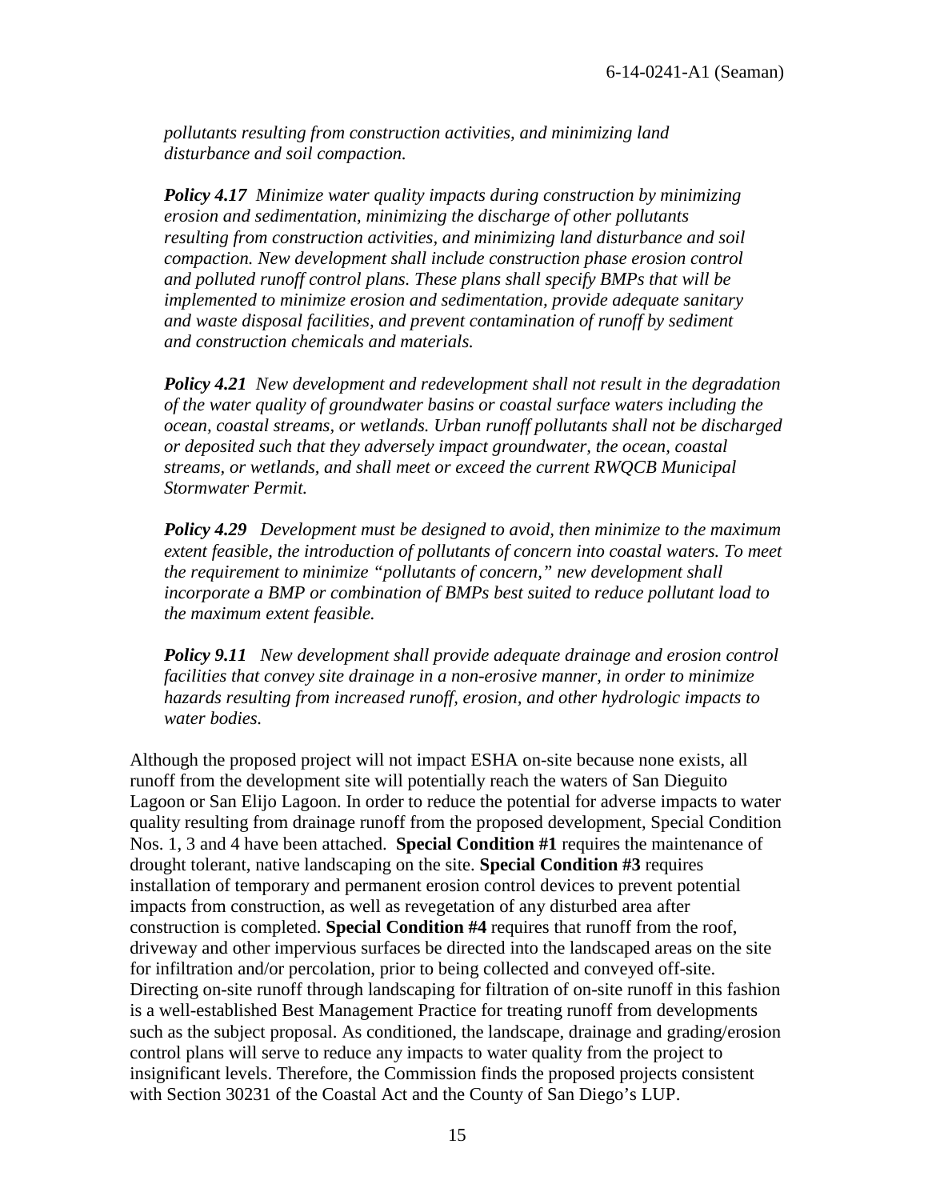*pollutants resulting from construction activities, and minimizing land disturbance and soil compaction.*

***Policy 4.17*** *Minimize water quality impacts during construction by minimizing erosion and sedimentation, minimizing the discharge of other pollutants resulting from construction activities, and minimizing land disturbance and soil compaction. New development shall include construction phase erosion control and polluted runoff control plans. These plans shall specify BMPs that will be implemented to minimize erosion and sedimentation, provide adequate sanitary and waste disposal facilities, and prevent contamination of runoff by sediment and construction chemicals and materials.*

***Policy 4.21*** *New development and redevelopment shall not result in the degradation of the water quality of groundwater basins or coastal surface waters including the ocean, coastal streams, or wetlands. Urban runoff pollutants shall not be discharged or deposited such that they adversely impact groundwater, the ocean, coastal streams, or wetlands, and shall meet or exceed the current RWQCB Municipal Stormwater Permit.*

***Policy 4.29*** *Development must be designed to avoid, then minimize to the maximum extent feasible, the introduction of pollutants of concern into coastal waters. To meet the requirement to minimize "pollutants of concern," new development shall incorporate a BMP or combination of BMPs best suited to reduce pollutant load to the maximum extent feasible.*

***Policy 9.11*** *New development shall provide adequate drainage and erosion control facilities that convey site drainage in a non-erosive manner, in order to minimize hazards resulting from increased runoff, erosion, and other hydrologic impacts to water bodies.*

Although the proposed project will not impact ESHA on-site because none exists, all runoff from the development site will potentially reach the waters of San Dieguito Lagoon or San Elijo Lagoon. In order to reduce the potential for adverse impacts to water quality resulting from drainage runoff from the proposed development, Special Condition Nos. 1, 3 and 4 have been attached. **Special Condition #1** requires the maintenance of drought tolerant, native landscaping on the site. **Special Condition #3** requires installation of temporary and permanent erosion control devices to prevent potential impacts from construction, as well as revegetation of any disturbed area after construction is completed. **Special Condition #4** requires that runoff from the roof, driveway and other impervious surfaces be directed into the landscaped areas on the site for infiltration and/or percolation, prior to being collected and conveyed off-site. Directing on-site runoff through landscaping for filtration of on-site runoff in this fashion is a well-established Best Management Practice for treating runoff from developments such as the subject proposal. As conditioned, the landscape, drainage and grading/erosion control plans will serve to reduce any impacts to water quality from the project to insignificant levels. Therefore, the Commission finds the proposed projects consistent with Section 30231 of the Coastal Act and the County of San Diego's LUP.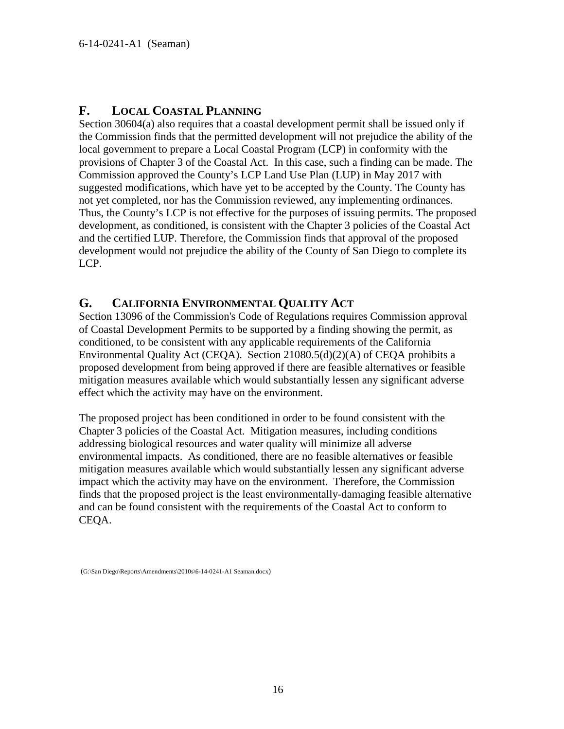## F. LOCAL COASTAL PLANNING

Section 30604(a) also requires that a coastal development permit shall be issued only if the Commission finds that the permitted development will not prejudice the ability of the local government to prepare a Local Coastal Program (LCP) in conformity with the provisions of Chapter 3 of the Coastal Act. In this case, such a finding can be made. The Commission approved the County's LCP Land Use Plan (LUP) in May 2017 with suggested modifications, which have yet to be accepted by the County. The County has not yet completed, nor has the Commission reviewed, any implementing ordinances. Thus, the County's LCP is not effective for the purposes of issuing permits. The proposed development, as conditioned, is consistent with the Chapter 3 policies of the Coastal Act and the certified LUP. Therefore, the Commission finds that approval of the proposed development would not prejudice the ability of the County of San Diego to complete its LCP.

## G. CALIFORNIA ENVIRONMENTAL QUALITY ACT

Section 13096 of the Commission's Code of Regulations requires Commission approval of Coastal Development Permits to be supported by a finding showing the permit, as conditioned, to be consistent with any applicable requirements of the California Environmental Quality Act (CEQA). Section 21080.5(d)(2)(A) of CEQA prohibits a proposed development from being approved if there are feasible alternatives or feasible mitigation measures available which would substantially lessen any significant adverse effect which the activity may have on the environment.

The proposed project has been conditioned in order to be found consistent with the Chapter 3 policies of the Coastal Act. Mitigation measures, including conditions addressing biological resources and water quality will minimize all adverse environmental impacts. As conditioned, there are no feasible alternatives or feasible mitigation measures available which would substantially lessen any significant adverse impact which the activity may have on the environment. Therefore, the Commission finds that the proposed project is the least environmentally-damaging feasible alternative and can be found consistent with the requirements of the Coastal Act to conform to CEQA.

(G:\San Diego\Reports\Amendments\2010s\6-14-0241-A1 Seaman.docx)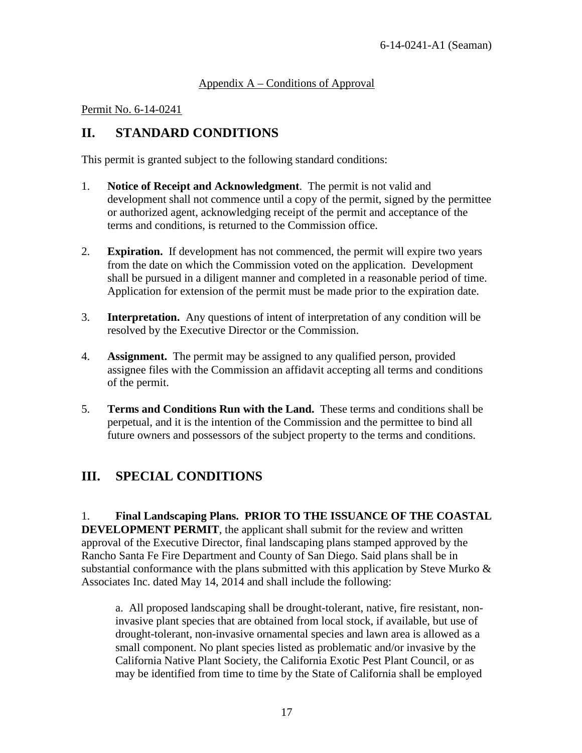Appendix A – Conditions of Approval

Permit No. 6-14-0241

## II. STANDARD CONDITIONS

This permit is granted subject to the following standard conditions:

1. **Notice of Receipt and Acknowledgment**. The permit is not valid and development shall not commence until a copy of the permit, signed by the permittee or authorized agent, acknowledging receipt of the permit and acceptance of the terms and conditions, is returned to the Commission office.

2. **Expiration.** If development has not commenced, the permit will expire two years from the date on which the Commission voted on the application. Development shall be pursued in a diligent manner and completed in a reasonable period of time. Application for extension of the permit must be made prior to the expiration date.

3. **Interpretation.** Any questions of intent of interpretation of any condition will be resolved by the Executive Director or the Commission.

4. **Assignment.** The permit may be assigned to any qualified person, provided assignee files with the Commission an affidavit accepting all terms and conditions of the permit.

5. **Terms and Conditions Run with the Land.** These terms and conditions shall be perpetual, and it is the intention of the Commission and the permittee to bind all future owners and possessors of the subject property to the terms and conditions.

## III. SPECIAL CONDITIONS

1. **Final Landscaping Plans. PRIOR TO THE ISSUANCE OF THE COASTAL DEVELOPMENT PERMIT**, the applicant shall submit for the review and written approval of the Executive Director, final landscaping plans stamped approved by the Rancho Santa Fe Fire Department and County of San Diego. Said plans shall be in substantial conformance with the plans submitted with this application by Steve Murko & Associates Inc. dated May 14, 2014 and shall include the following:

   a. All proposed landscaping shall be drought-tolerant, native, fire resistant, non-invasive plant species that are obtained from local stock, if available, but use of drought-tolerant, non-invasive ornamental species and lawn area is allowed as a small component. No plant species listed as problematic and/or invasive by the California Native Plant Society, the California Exotic Pest Plant Council, or as may be identified from time to time by the State of California shall be employed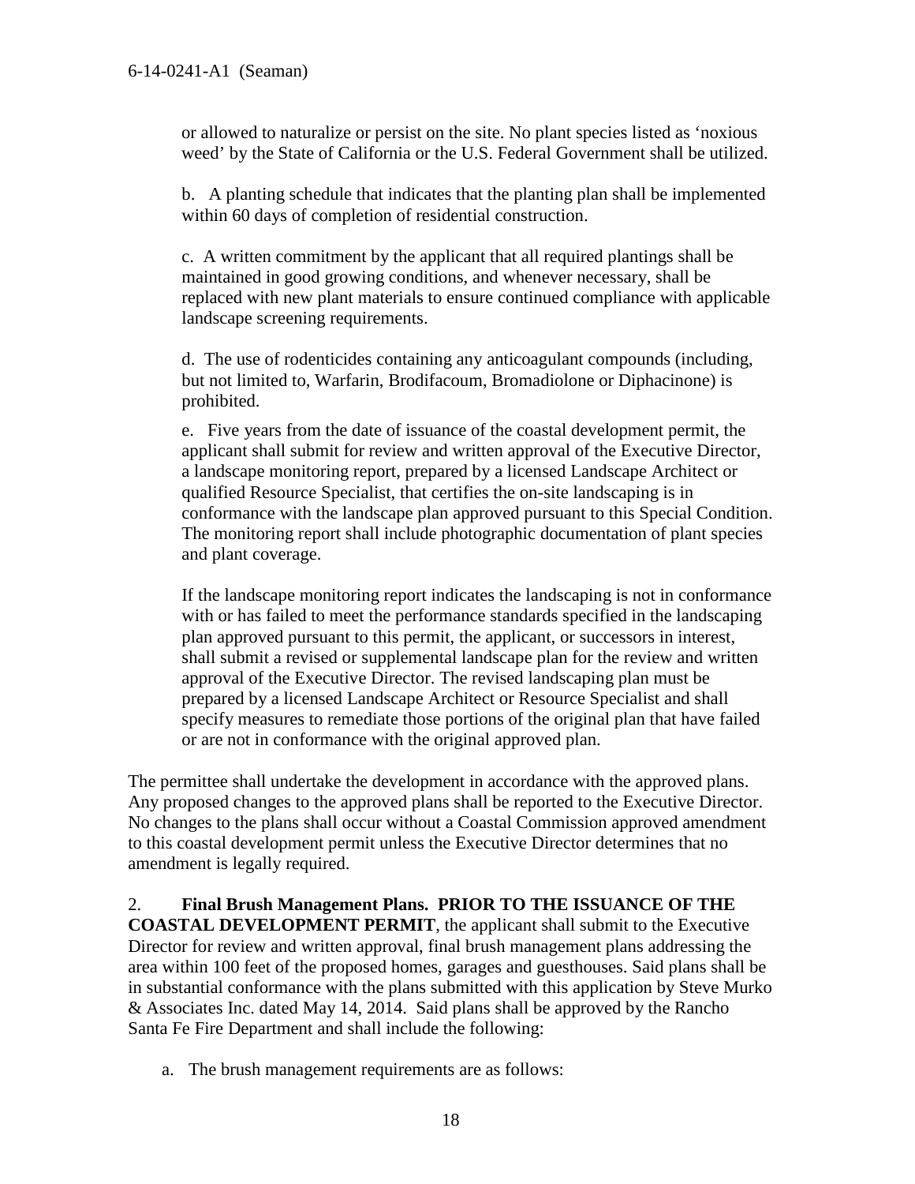or allowed to naturalize or persist on the site. No plant species listed as 'noxious weed' by the State of California or the U.S. Federal Government shall be utilized.

b. A planting schedule that indicates that the planting plan shall be implemented within 60 days of completion of residential construction.

c. A written commitment by the applicant that all required plantings shall be maintained in good growing conditions, and whenever necessary, shall be replaced with new plant materials to ensure continued compliance with applicable landscape screening requirements.

d. The use of rodenticides containing any anticoagulant compounds (including, but not limited to, Warfarin, Brodifacoum, Bromadiolone or Diphacinone) is prohibited.

e. Five years from the date of issuance of the coastal development permit, the applicant shall submit for review and written approval of the Executive Director, a landscape monitoring report, prepared by a licensed Landscape Architect or qualified Resource Specialist, that certifies the on-site landscaping is in conformance with the landscape plan approved pursuant to this Special Condition. The monitoring report shall include photographic documentation of plant species and plant coverage.

If the landscape monitoring report indicates the landscaping is not in conformance with or has failed to meet the performance standards specified in the landscaping plan approved pursuant to this permit, the applicant, or successors in interest, shall submit a revised or supplemental landscape plan for the review and written approval of the Executive Director. The revised landscaping plan must be prepared by a licensed Landscape Architect or Resource Specialist and shall specify measures to remediate those portions of the original plan that have failed or are not in conformance with the original approved plan.

The permittee shall undertake the development in accordance with the approved plans. Any proposed changes to the approved plans shall be reported to the Executive Director. No changes to the plans shall occur without a Coastal Commission approved amendment to this coastal development permit unless the Executive Director determines that no amendment is legally required.

2. **Final Brush Management Plans. PRIOR TO THE ISSUANCE OF THE COASTAL DEVELOPMENT PERMIT**, the applicant shall submit to the Executive Director for review and written approval, final brush management plans addressing the area within 100 feet of the proposed homes, garages and guesthouses. Said plans shall be in substantial conformance with the plans submitted with this application by Steve Murko & Associates Inc. dated May 14, 2014. Said plans shall be approved by the Rancho Santa Fe Fire Department and shall include the following:

a. The brush management requirements are as follows: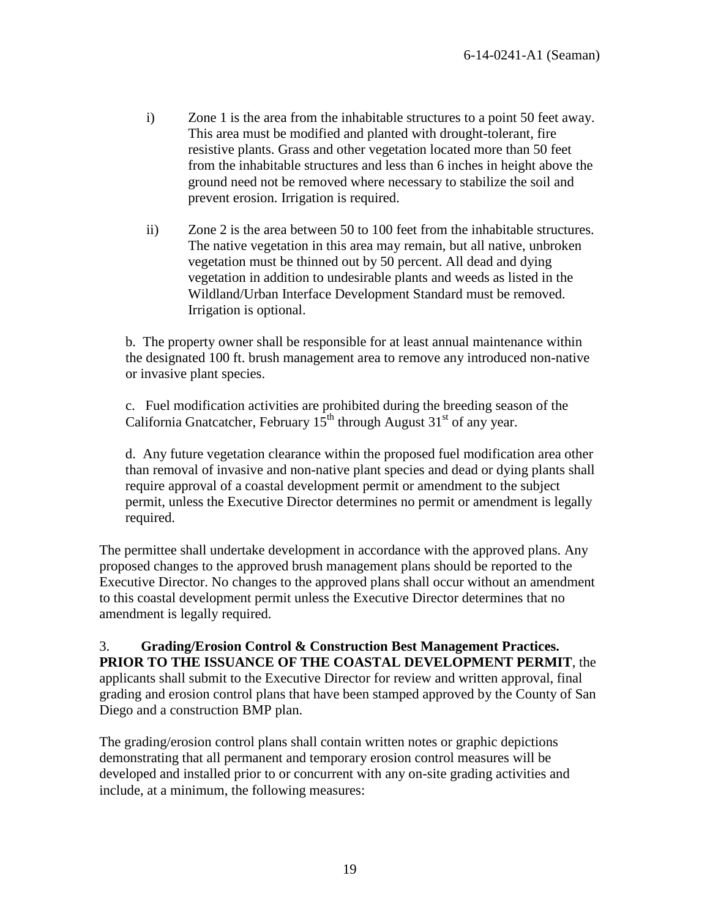i) Zone 1 is the area from the inhabitable structures to a point 50 feet away. This area must be modified and planted with drought-tolerant, fire resistive plants. Grass and other vegetation located more than 50 feet from the inhabitable structures and less than 6 inches in height above the ground need not be removed where necessary to stabilize the soil and prevent erosion. Irrigation is required.

ii) Zone 2 is the area between 50 to 100 feet from the inhabitable structures. The native vegetation in this area may remain, but all native, unbroken vegetation must be thinned out by 50 percent. All dead and dying vegetation in addition to undesirable plants and weeds as listed in the Wildland/Urban Interface Development Standard must be removed. Irrigation is optional.

b. The property owner shall be responsible for at least annual maintenance within the designated 100 ft. brush management area to remove any introduced non-native or invasive plant species.

c. Fuel modification activities are prohibited during the breeding season of the California Gnatcatcher, February 15th through August 31st of any year.

d. Any future vegetation clearance within the proposed fuel modification area other than removal of invasive and non-native plant species and dead or dying plants shall require approval of a coastal development permit or amendment to the subject permit, unless the Executive Director determines no permit or amendment is legally required.

The permittee shall undertake development in accordance with the approved plans. Any proposed changes to the approved brush management plans should be reported to the Executive Director. No changes to the approved plans shall occur without an amendment to this coastal development permit unless the Executive Director determines that no amendment is legally required.

3. **Grading/Erosion Control & Construction Best Management Practices. PRIOR TO THE ISSUANCE OF THE COASTAL DEVELOPMENT PERMIT**, the applicants shall submit to the Executive Director for review and written approval, final grading and erosion control plans that have been stamped approved by the County of San Diego and a construction BMP plan.

The grading/erosion control plans shall contain written notes or graphic depictions demonstrating that all permanent and temporary erosion control measures will be developed and installed prior to or concurrent with any on-site grading activities and include, at a minimum, the following measures: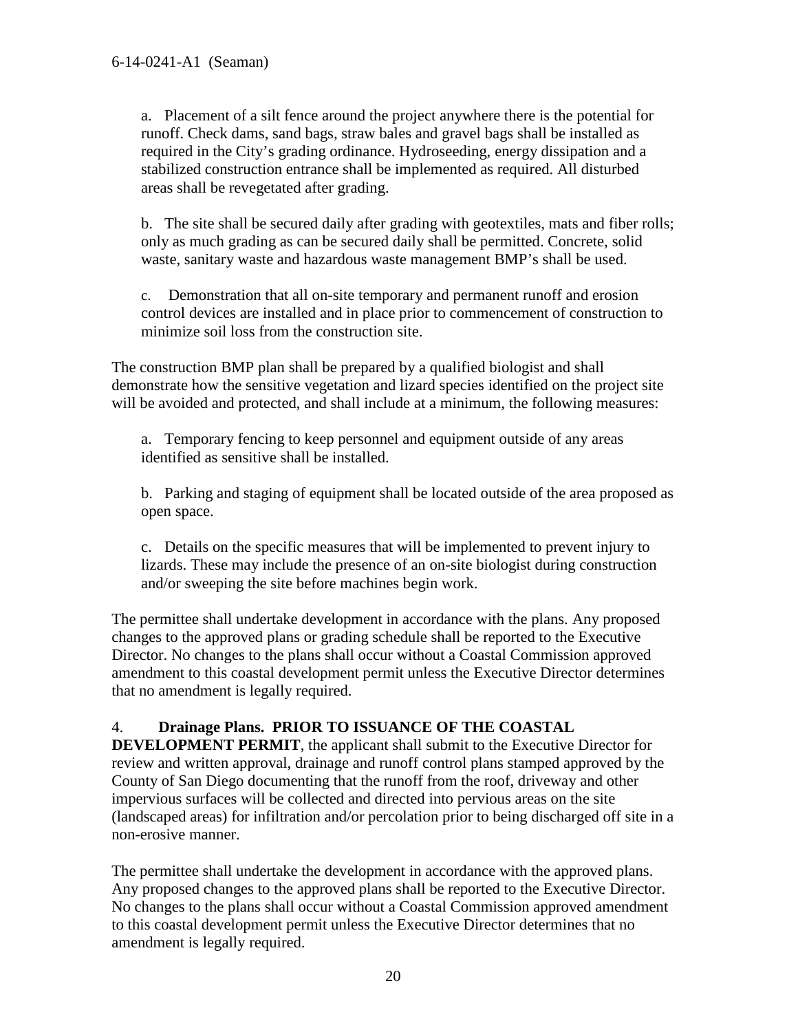a. Placement of a silt fence around the project anywhere there is the potential for runoff. Check dams, sand bags, straw bales and gravel bags shall be installed as required in the City's grading ordinance. Hydroseeding, energy dissipation and a stabilized construction entrance shall be implemented as required. All disturbed areas shall be revegetated after grading.

b. The site shall be secured daily after grading with geotextiles, mats and fiber rolls; only as much grading as can be secured daily shall be permitted. Concrete, solid waste, sanitary waste and hazardous waste management BMP's shall be used.

c. Demonstration that all on-site temporary and permanent runoff and erosion control devices are installed and in place prior to commencement of construction to minimize soil loss from the construction site.

The construction BMP plan shall be prepared by a qualified biologist and shall demonstrate how the sensitive vegetation and lizard species identified on the project site will be avoided and protected, and shall include at a minimum, the following measures:

a. Temporary fencing to keep personnel and equipment outside of any areas identified as sensitive shall be installed.

b. Parking and staging of equipment shall be located outside of the area proposed as open space.

c. Details on the specific measures that will be implemented to prevent injury to lizards. These may include the presence of an on-site biologist during construction and/or sweeping the site before machines begin work.

The permittee shall undertake development in accordance with the plans. Any proposed changes to the approved plans or grading schedule shall be reported to the Executive Director. No changes to the plans shall occur without a Coastal Commission approved amendment to this coastal development permit unless the Executive Director determines that no amendment is legally required.

4. **Drainage Plans. PRIOR TO ISSUANCE OF THE COASTAL DEVELOPMENT PERMIT**, the applicant shall submit to the Executive Director for review and written approval, drainage and runoff control plans stamped approved by the County of San Diego documenting that the runoff from the roof, driveway and other impervious surfaces will be collected and directed into pervious areas on the site (landscaped areas) for infiltration and/or percolation prior to being discharged off site in a non-erosive manner.

The permittee shall undertake the development in accordance with the approved plans. Any proposed changes to the approved plans shall be reported to the Executive Director. No changes to the plans shall occur without a Coastal Commission approved amendment to this coastal development permit unless the Executive Director determines that no amendment is legally required.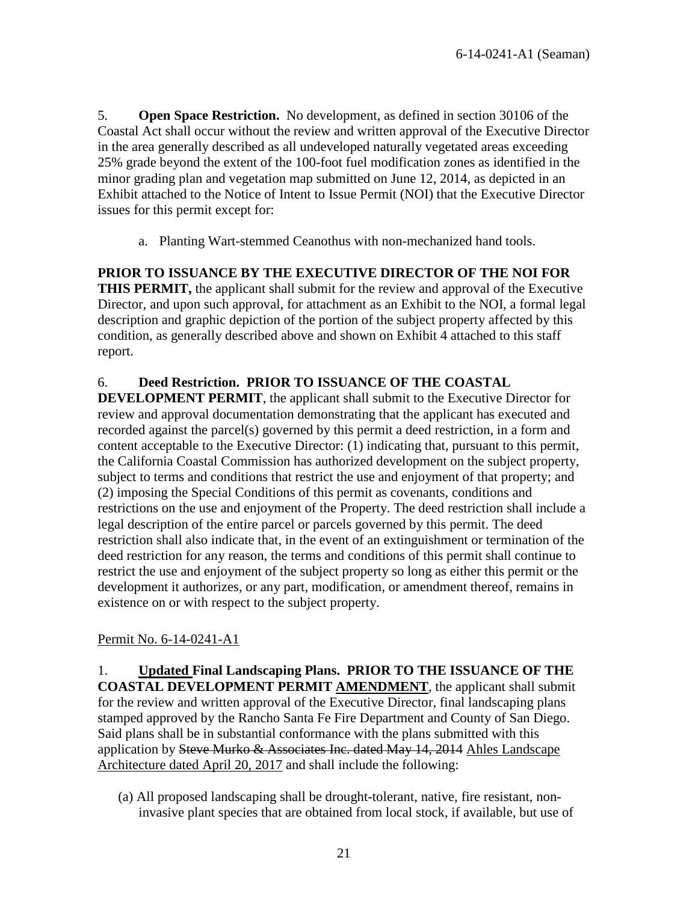5. **Open Space Restriction.** No development, as defined in section 30106 of the Coastal Act shall occur without the review and written approval of the Executive Director in the area generally described as all undeveloped naturally vegetated areas exceeding 25% grade beyond the extent of the 100-foot fuel modification zones as identified in the minor grading plan and vegetation map submitted on June 12, 2014, as depicted in an Exhibit attached to the Notice of Intent to Issue Permit (NOI) that the Executive Director issues for this permit except for:

a. Planting Wart-stemmed Ceanothus with non-mechanized hand tools.

**PRIOR TO ISSUANCE BY THE EXECUTIVE DIRECTOR OF THE NOI FOR THIS PERMIT,** the applicant shall submit for the review and approval of the Executive Director, and upon such approval, for attachment as an Exhibit to the NOI, a formal legal description and graphic depiction of the portion of the subject property affected by this condition, as generally described above and shown on Exhibit 4 attached to this staff report.

6. **Deed Restriction. PRIOR TO ISSUANCE OF THE COASTAL DEVELOPMENT PERMIT**, the applicant shall submit to the Executive Director for review and approval documentation demonstrating that the applicant has executed and recorded against the parcel(s) governed by this permit a deed restriction, in a form and content acceptable to the Executive Director: (1) indicating that, pursuant to this permit, the California Coastal Commission has authorized development on the subject property, subject to terms and conditions that restrict the use and enjoyment of that property; and (2) imposing the Special Conditions of this permit as covenants, conditions and restrictions on the use and enjoyment of the Property. The deed restriction shall include a legal description of the entire parcel or parcels governed by this permit. The deed restriction shall also indicate that, in the event of an extinguishment or termination of the deed restriction for any reason, the terms and conditions of this permit shall continue to restrict the use and enjoyment of the subject property so long as either this permit or the development it authorizes, or any part, modification, or amendment thereof, remains in existence on or with respect to the subject property.

<u>Permit No. 6-14-0241-A1</u>

1. **<u>Updated</u> Final Landscaping Plans. PRIOR TO THE ISSUANCE OF THE COASTAL DEVELOPMENT PERMIT <u>AMENDMENT</u>**, the applicant shall submit for the review and written approval of the Executive Director, final landscaping plans stamped approved by the Rancho Santa Fe Fire Department and County of San Diego. Said plans shall be in substantial conformance with the plans submitted with this application by ~~Steve Murko & Associates Inc. dated May 14, 2014~~ <u>Ahles Landscape Architecture dated April 20, 2017</u> and shall include the following:

(a) All proposed landscaping shall be drought-tolerant, native, fire resistant, non-invasive plant species that are obtained from local stock, if available, but use of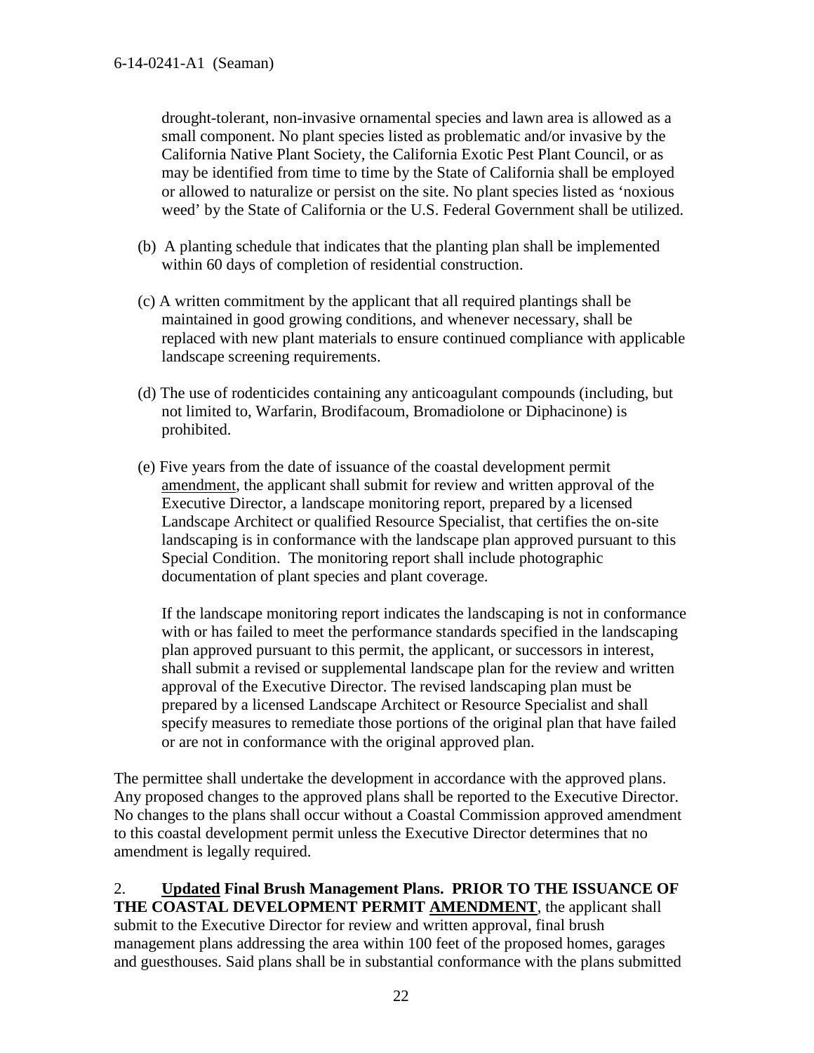drought-tolerant, non-invasive ornamental species and lawn area is allowed as a small component. No plant species listed as problematic and/or invasive by the California Native Plant Society, the California Exotic Pest Plant Council, or as may be identified from time to time by the State of California shall be employed or allowed to naturalize or persist on the site. No plant species listed as 'noxious weed' by the State of California or the U.S. Federal Government shall be utilized.

(b) A planting schedule that indicates that the planting plan shall be implemented within 60 days of completion of residential construction.

(c) A written commitment by the applicant that all required plantings shall be maintained in good growing conditions, and whenever necessary, shall be replaced with new plant materials to ensure continued compliance with applicable landscape screening requirements.

(d) The use of rodenticides containing any anticoagulant compounds (including, but not limited to, Warfarin, Brodifacoum, Bromadiolone or Diphacinone) is prohibited.

(e) Five years from the date of issuance of the coastal development permit <u>amendment</u>, the applicant shall submit for review and written approval of the Executive Director, a landscape monitoring report, prepared by a licensed Landscape Architect or qualified Resource Specialist, that certifies the on-site landscaping is in conformance with the landscape plan approved pursuant to this Special Condition. The monitoring report shall include photographic documentation of plant species and plant coverage.

If the landscape monitoring report indicates the landscaping is not in conformance with or has failed to meet the performance standards specified in the landscaping plan approved pursuant to this permit, the applicant, or successors in interest, shall submit a revised or supplemental landscape plan for the review and written approval of the Executive Director. The revised landscaping plan must be prepared by a licensed Landscape Architect or Resource Specialist and shall specify measures to remediate those portions of the original plan that have failed or are not in conformance with the original approved plan.

The permittee shall undertake the development in accordance with the approved plans. Any proposed changes to the approved plans shall be reported to the Executive Director. No changes to the plans shall occur without a Coastal Commission approved amendment to this coastal development permit unless the Executive Director determines that no amendment is legally required.

2. **<u>Updated</u> Final Brush Management Plans. PRIOR TO THE ISSUANCE OF THE COASTAL DEVELOPMENT PERMIT <u>AMENDMENT</u>**, the applicant shall submit to the Executive Director for review and written approval, final brush management plans addressing the area within 100 feet of the proposed homes, garages and guesthouses. Said plans shall be in substantial conformance with the plans submitted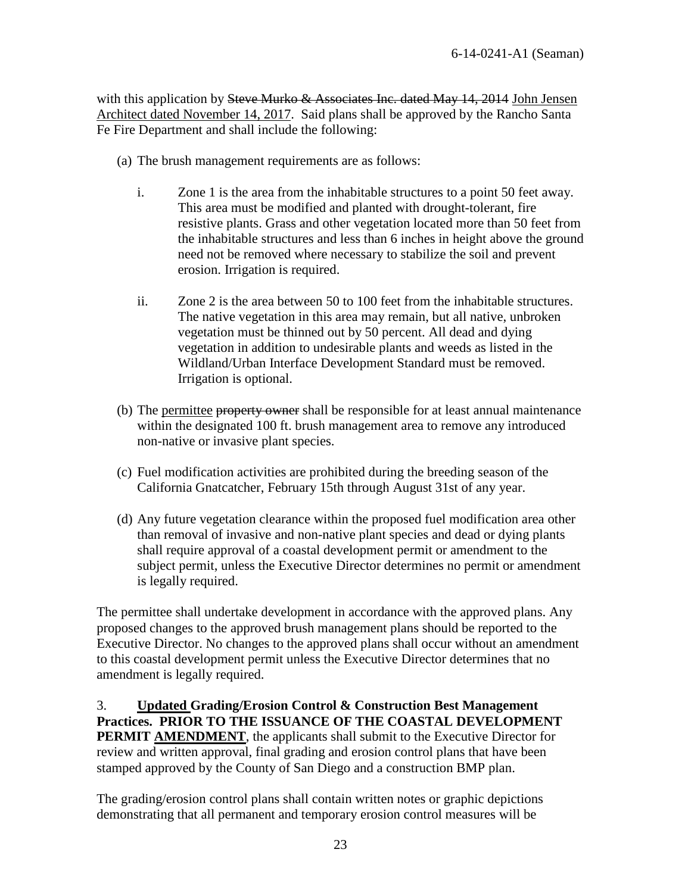with this application by ~~Steve Murko & Associates Inc. dated May 14, 2014~~ <u>John Jensen Architect dated November 14, 2017</u>. Said plans shall be approved by the Rancho Santa Fe Fire Department and shall include the following:

(a) The brush management requirements are as follows:

   i. Zone 1 is the area from the inhabitable structures to a point 50 feet away. This area must be modified and planted with drought-tolerant, fire resistive plants. Grass and other vegetation located more than 50 feet from the inhabitable structures and less than 6 inches in height above the ground need not be removed where necessary to stabilize the soil and prevent erosion. Irrigation is required.

   ii. Zone 2 is the area between 50 to 100 feet from the inhabitable structures. The native vegetation in this area may remain, but all native, unbroken vegetation must be thinned out by 50 percent. All dead and dying vegetation in addition to undesirable plants and weeds as listed in the Wildland/Urban Interface Development Standard must be removed. Irrigation is optional.

(b) The <u>permittee</u> ~~property owner~~ shall be responsible for at least annual maintenance within the designated 100 ft. brush management area to remove any introduced non-native or invasive plant species.

(c) Fuel modification activities are prohibited during the breeding season of the California Gnatcatcher, February 15th through August 31st of any year.

(d) Any future vegetation clearance within the proposed fuel modification area other than removal of invasive and non-native plant species and dead or dying plants shall require approval of a coastal development permit or amendment to the subject permit, unless the Executive Director determines no permit or amendment is legally required.

The permittee shall undertake development in accordance with the approved plans. Any proposed changes to the approved brush management plans should be reported to the Executive Director. No changes to the approved plans shall occur without an amendment to this coastal development permit unless the Executive Director determines that no amendment is legally required.

3. **<u>Updated</u> Grading/Erosion Control & Construction Best Management Practices. PRIOR TO THE ISSUANCE OF THE COASTAL DEVELOPMENT PERMIT <u>AMENDMENT</u>**, the applicants shall submit to the Executive Director for review and written approval, final grading and erosion control plans that have been stamped approved by the County of San Diego and a construction BMP plan.

The grading/erosion control plans shall contain written notes or graphic depictions demonstrating that all permanent and temporary erosion control measures will be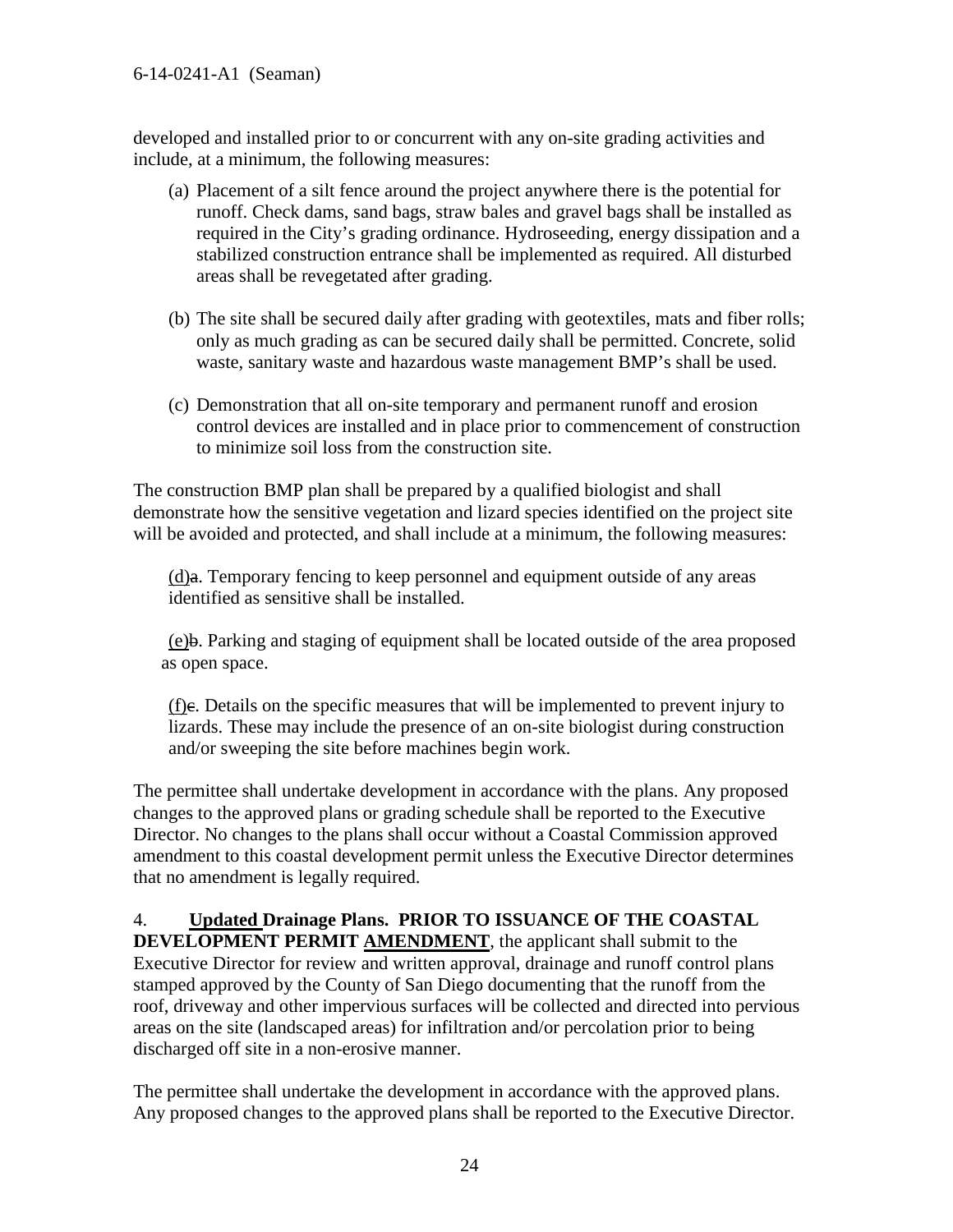developed and installed prior to or concurrent with any on-site grading activities and include, at a minimum, the following measures:

(a) Placement of a silt fence around the project anywhere there is the potential for runoff. Check dams, sand bags, straw bales and gravel bags shall be installed as required in the City's grading ordinance. Hydroseeding, energy dissipation and a stabilized construction entrance shall be implemented as required. All disturbed areas shall be revegetated after grading.

(b) The site shall be secured daily after grading with geotextiles, mats and fiber rolls; only as much grading as can be secured daily shall be permitted. Concrete, solid waste, sanitary waste and hazardous waste management BMP's shall be used.

(c) Demonstration that all on-site temporary and permanent runoff and erosion control devices are installed and in place prior to commencement of construction to minimize soil loss from the construction site.

The construction BMP plan shall be prepared by a qualified biologist and shall demonstrate how the sensitive vegetation and lizard species identified on the project site will be avoided and protected, and shall include at a minimum, the following measures:

(d)~~a~~. Temporary fencing to keep personnel and equipment outside of any areas identified as sensitive shall be installed.

(e)~~b~~. Parking and staging of equipment shall be located outside of the area proposed as open space.

(f)~~c~~. Details on the specific measures that will be implemented to prevent injury to lizards. These may include the presence of an on-site biologist during construction and/or sweeping the site before machines begin work.

The permittee shall undertake development in accordance with the plans. Any proposed changes to the approved plans or grading schedule shall be reported to the Executive Director. No changes to the plans shall occur without a Coastal Commission approved amendment to this coastal development permit unless the Executive Director determines that no amendment is legally required.

4. **Updated Drainage Plans. PRIOR TO ISSUANCE OF THE COASTAL DEVELOPMENT PERMIT AMENDMENT**, the applicant shall submit to the Executive Director for review and written approval, drainage and runoff control plans stamped approved by the County of San Diego documenting that the runoff from the roof, driveway and other impervious surfaces will be collected and directed into pervious areas on the site (landscaped areas) for infiltration and/or percolation prior to being discharged off site in a non-erosive manner.

The permittee shall undertake the development in accordance with the approved plans. Any proposed changes to the approved plans shall be reported to the Executive Director.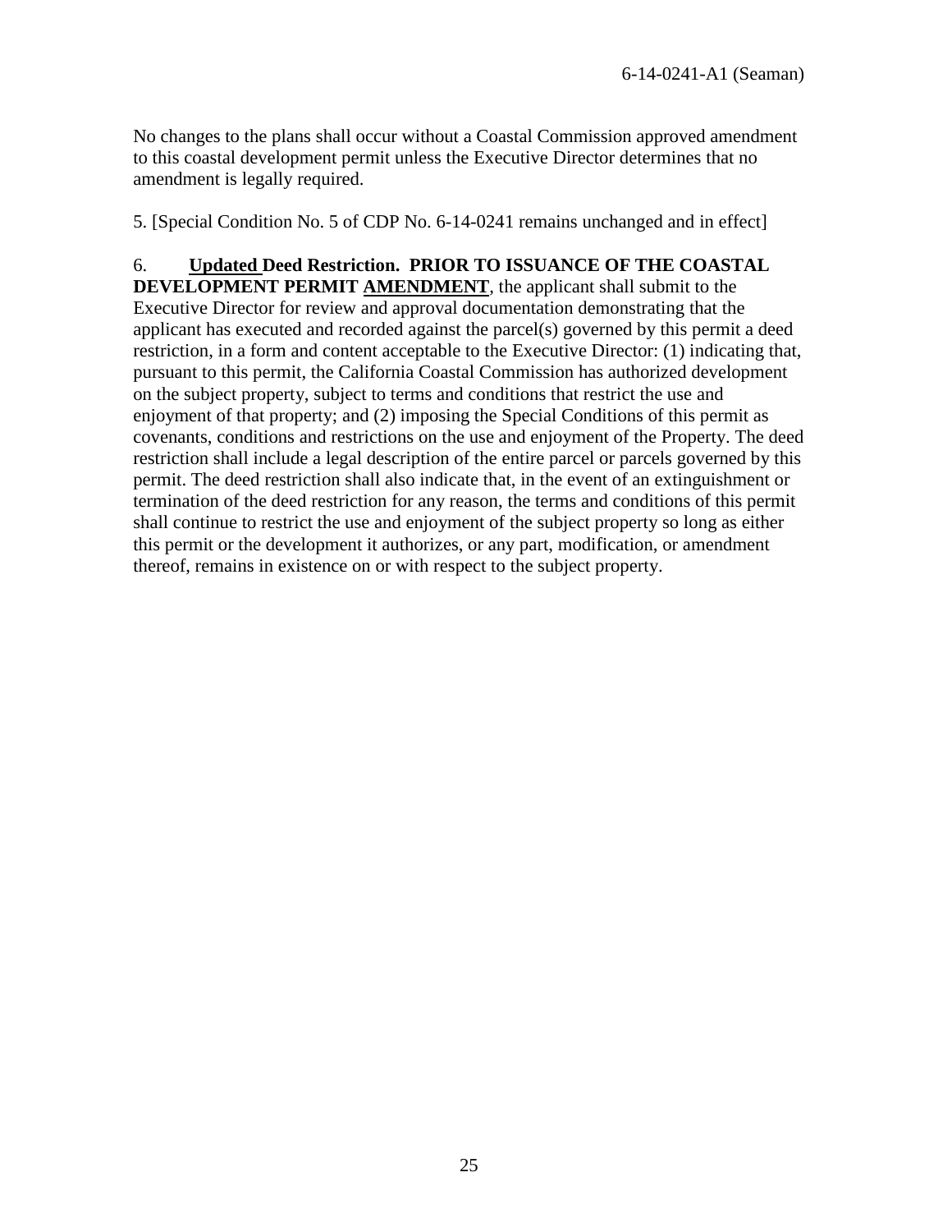No changes to the plans shall occur without a Coastal Commission approved amendment to this coastal development permit unless the Executive Director determines that no amendment is legally required.

5. [Special Condition No. 5 of CDP No. 6-14-0241 remains unchanged and in effect]

6. **Updated Deed Restriction. PRIOR TO ISSUANCE OF THE COASTAL DEVELOPMENT PERMIT AMENDMENT**, the applicant shall submit to the Executive Director for review and approval documentation demonstrating that the applicant has executed and recorded against the parcel(s) governed by this permit a deed restriction, in a form and content acceptable to the Executive Director: (1) indicating that, pursuant to this permit, the California Coastal Commission has authorized development on the subject property, subject to terms and conditions that restrict the use and enjoyment of that property; and (2) imposing the Special Conditions of this permit as covenants, conditions and restrictions on the use and enjoyment of the Property. The deed restriction shall include a legal description of the entire parcel or parcels governed by this permit. The deed restriction shall also indicate that, in the event of an extinguishment or termination of the deed restriction for any reason, the terms and conditions of this permit shall continue to restrict the use and enjoyment of the subject property so long as either this permit or the development it authorizes, or any part, modification, or amendment thereof, remains in existence on or with respect to the subject property.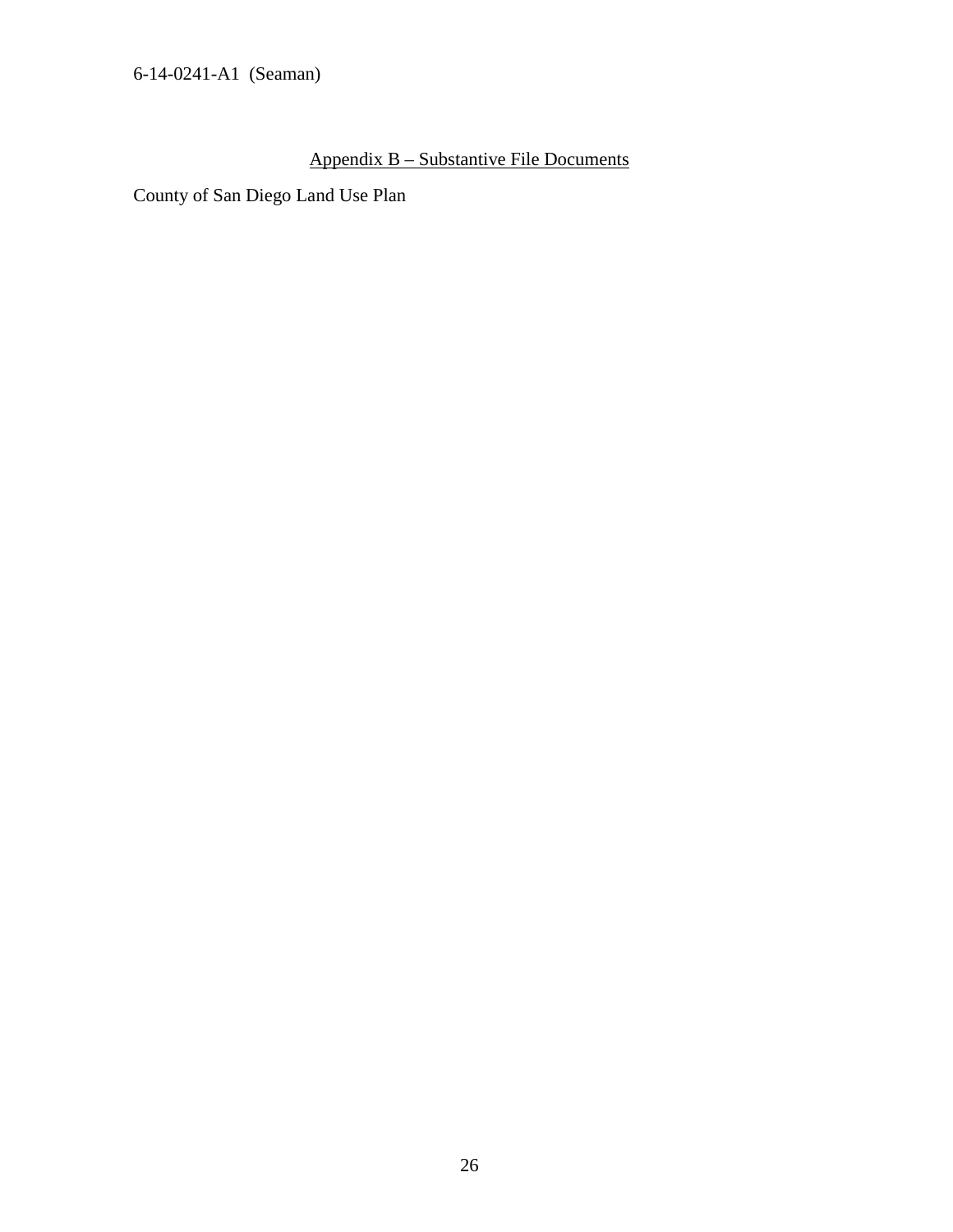## Appendix B – Substantive File Documents

County of San Diego Land Use Plan